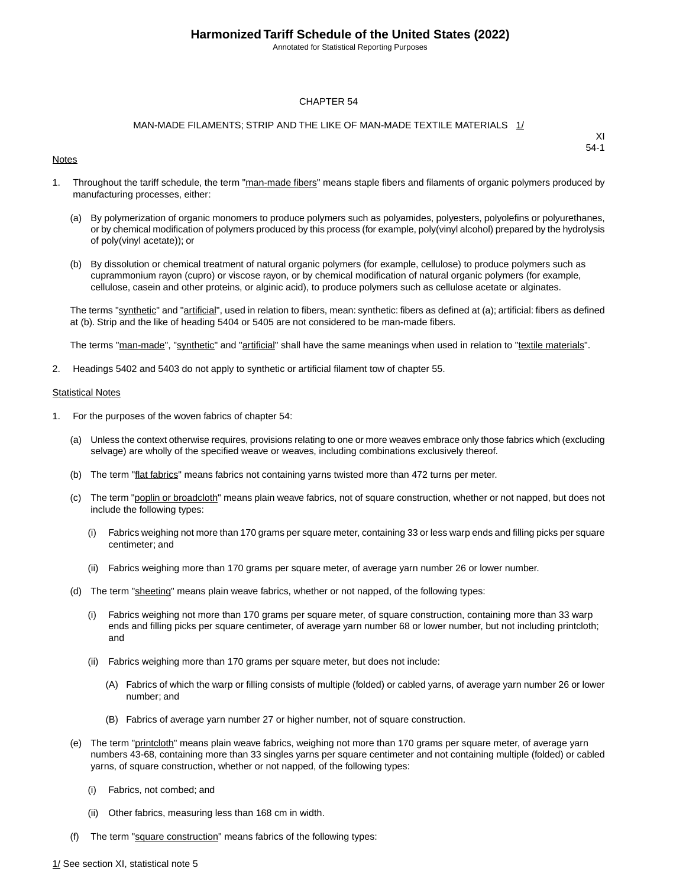# CHAPTER 54

## MAN-MADE FILAMENTS; STRIP AND THE LIKE OF MAN-MADE TEXTILE MATERIALS 1/

XI
54-1

Notes

1. Throughout the tariff schedule, the term "man-made fibers" means staple fibers and filaments of organic polymers produced by manufacturing processes, either:

   (a) By polymerization of organic monomers to produce polymers such as polyamides, polyesters, polyolefins or polyurethanes, or by chemical modification of polymers produced by this process (for example, poly(vinyl alcohol) prepared by the hydrolysis of poly(vinyl acetate)); or

   (b) By dissolution or chemical treatment of natural organic polymers (for example, cellulose) to produce polymers such as cuprammonium rayon (cupro) or viscose rayon, or by chemical modification of natural organic polymers (for example, cellulose, casein and other proteins, or alginic acid), to produce polymers such as cellulose acetate or alginates.

   The terms "synthetic" and "artificial", used in relation to fibers, mean: synthetic: fibers as defined at (a); artificial: fibers as defined at (b). Strip and the like of heading 5404 or 5405 are not considered to be man-made fibers.

   The terms "man-made", "synthetic" and "artificial" shall have the same meanings when used in relation to "textile materials".

2. Headings 5402 and 5403 do not apply to synthetic or artificial filament tow of chapter 55.

Statistical Notes

1. For the purposes of the woven fabrics of chapter 54:

   (a) Unless the context otherwise requires, provisions relating to one or more weaves embrace only those fabrics which (excluding selvage) are wholly of the specified weave or weaves, including combinations exclusively thereof.

   (b) The term "flat fabrics" means fabrics not containing yarns twisted more than 472 turns per meter.

   (c) The term "poplin or broadcloth" means plain weave fabrics, not of square construction, whether or not napped, but does not include the following types:

      (i) Fabrics weighing not more than 170 grams per square meter, containing 33 or less warp ends and filling picks per square centimeter; and

      (ii) Fabrics weighing more than 170 grams per square meter, of average yarn number 26 or lower number.

   (d) The term "sheeting" means plain weave fabrics, whether or not napped, of the following types:

      (i) Fabrics weighing not more than 170 grams per square meter, of square construction, containing more than 33 warp ends and filling picks per square centimeter, of average yarn number 68 or lower number, but not including printcloth; and

      (ii) Fabrics weighing more than 170 grams per square meter, but does not include:

         (A) Fabrics of which the warp or filling consists of multiple (folded) or cabled yarns, of average yarn number 26 or lower number; and

         (B) Fabrics of average yarn number 27 or higher number, not of square construction.

   (e) The term "printcloth" means plain weave fabrics, weighing not more than 170 grams per square meter, of average yarn numbers 43-68, containing more than 33 singles yarns per square centimeter and not containing multiple (folded) or cabled yarns, of square construction, whether or not napped, of the following types:

      (i) Fabrics, not combed; and

      (ii) Other fabrics, measuring less than 168 cm in width.

   (f) The term "square construction" means fabrics of the following types:

1/ See section XI, statistical note 5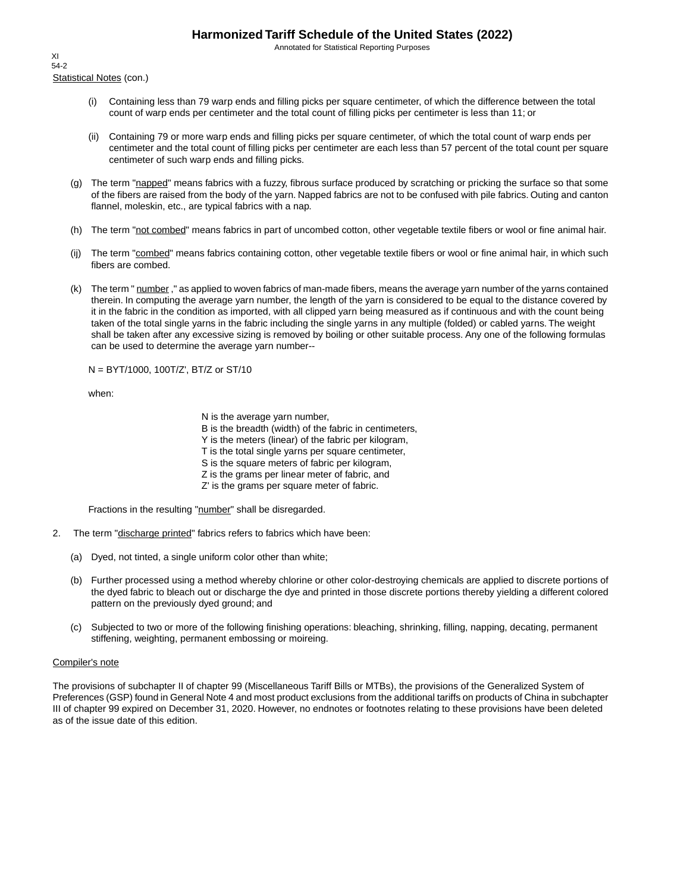Statistical Notes (con.)

(i) Containing less than 79 warp ends and filling picks per square centimeter, of which the difference between the total count of warp ends per centimeter and the total count of filling picks per centimeter is less than 11; or

(ii) Containing 79 or more warp ends and filling picks per square centimeter, of which the total count of warp ends per centimeter and the total count of filling picks per centimeter are each less than 57 percent of the total count per square centimeter of such warp ends and filling picks.

(g) The term "napped" means fabrics with a fuzzy, fibrous surface produced by scratching or pricking the surface so that some of the fibers are raised from the body of the yarn. Napped fabrics are not to be confused with pile fabrics. Outing and canton flannel, moleskin, etc., are typical fabrics with a nap.

(h) The term "not combed" means fabrics in part of uncombed cotton, other vegetable textile fibers or wool or fine animal hair.

(ij) The term "combed" means fabrics containing cotton, other vegetable textile fibers or wool or fine animal hair, in which such fibers are combed.

(k) The term " number ," as applied to woven fabrics of man-made fibers, means the average yarn number of the yarns contained therein. In computing the average yarn number, the length of the yarn is considered to be equal to the distance covered by it in the fabric in the condition as imported, with all clipped yarn being measured as if continuous and with the count being taken of the total single yarns in the fabric including the single yarns in any multiple (folded) or cabled yarns. The weight shall be taken after any excessive sizing is removed by boiling or other suitable process. Any one of the following formulas can be used to determine the average yarn number--

$N = BYT/1000$, $100T/Z'$, $BT/Z$ or $ST/10$

when:

N is the average yarn number,
B is the breadth (width) of the fabric in centimeters,
Y is the meters (linear) of the fabric per kilogram,
T is the total single yarns per square centimeter,
S is the square meters of fabric per kilogram,
Z is the grams per linear meter of fabric, and
Z' is the grams per square meter of fabric.

Fractions in the resulting "number" shall be disregarded.

2. The term "discharge printed" fabrics refers to fabrics which have been:

(a) Dyed, not tinted, a single uniform color other than white;

(b) Further processed using a method whereby chlorine or other color-destroying chemicals are applied to discrete portions of the dyed fabric to bleach out or discharge the dye and printed in those discrete portions thereby yielding a different colored pattern on the previously dyed ground; and

(c) Subjected to two or more of the following finishing operations: bleaching, shrinking, filling, napping, decating, permanent stiffening, weighting, permanent embossing or moireing.

Compiler's note

The provisions of subchapter II of chapter 99 (Miscellaneous Tariff Bills or MTBs), the provisions of the Generalized System of Preferences (GSP) found in General Note 4 and most product exclusions from the additional tariffs on products of China in subchapter III of chapter 99 expired on December 31, 2020. However, no endnotes or footnotes relating to these provisions have been deleted as of the issue date of this edition.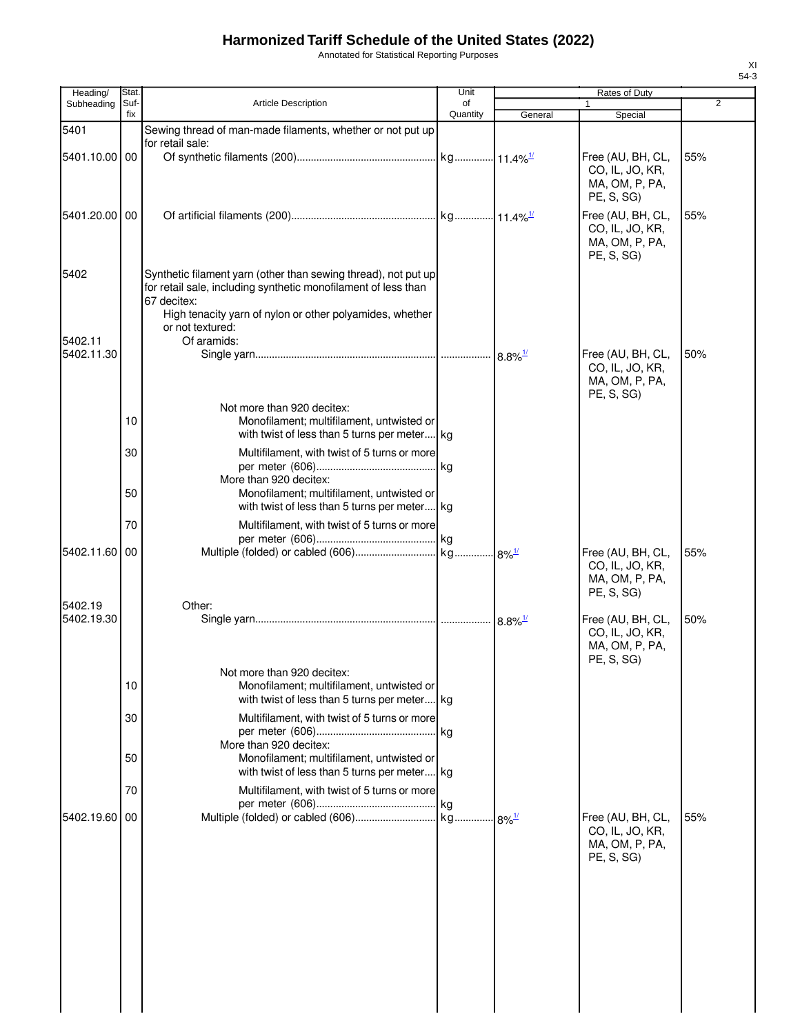| Heading/ Subheading | Stat. Suf- fix | Article Description | Unit of Quantity | Rates of Duty 1 General | Special | 2 |
|---|---|---|---|---|---|---|
| 5401 | | Sewing thread of man-made filaments, whether or not put up for retail sale: | | | | |
| 5401.10.00 | 00 | Of synthetic filaments (200) | kg | 11.4%[1/] | Free (AU, BH, CL, CO, IL, JO, KR, MA, OM, P, PA, PE, S, SG) | 55% |
| 5401.20.00 | 00 | Of artificial filaments (200) | kg | 11.4%[1/] | Free (AU, BH, CL, CO, IL, JO, KR, MA, OM, P, PA, PE, S, SG) | 55% |
| 5402 | | Synthetic filament yarn (other than sewing thread), not put up for retail sale, including synthetic monofilament of less than 67 decitex: | | | | |
| | | High tenacity yarn of nylon or other polyamides, whether or not textured: | | | | |
| 5402.11 | | Of aramids: | | | | |
| 5402.11.30 | | Single yarn | | 8.8%[1/] | Free (AU, BH, CL, CO, IL, JO, KR, MA, OM, P, PA, PE, S, SG) | 50% |
| | | Not more than 920 decitex: | | | | |
| | 10 | Monofilament; multifilament, untwisted or with twist of less than 5 turns per meter | kg | | | |
| | 30 | Multifilament, with twist of 5 turns or more per meter (606) | kg | | | |
| | | More than 920 decitex: | | | | |
| | 50 | Monofilament; multifilament, untwisted or with twist of less than 5 turns per meter | kg | | | |
| | 70 | Multifilament, with twist of 5 turns or more per meter (606) | kg | | | |
| 5402.11.60 | 00 | Multiple (folded) or cabled (606) | kg | 8%[1/] | Free (AU, BH, CL, CO, IL, JO, KR, MA, OM, P, PA, PE, S, SG) | 55% |
| 5402.19 | | Other: | | | | |
| 5402.19.30 | | Single yarn | | 8.8%[1/] | Free (AU, BH, CL, CO, IL, JO, KR, MA, OM, P, PA, PE, S, SG) | 50% |
| | | Not more than 920 decitex: | | | | |
| | 10 | Monofilament; multifilament, untwisted or with twist of less than 5 turns per meter | kg | | | |
| | 30 | Multifilament, with twist of 5 turns or more per meter (606) | kg | | | |
| | | More than 920 decitex: | | | | |
| | 50 | Monofilament; multifilament, untwisted or with twist of less than 5 turns per meter | kg | | | |
| | 70 | Multifilament, with twist of 5 turns or more per meter (606) | kg | | | |
| 5402.19.60 | 00 | Multiple (folded) or cabled (606) | kg | 8%[1/] | Free (AU, BH, CL, CO, IL, JO, KR, MA, OM, P, PA, PE, S, SG) | 55% |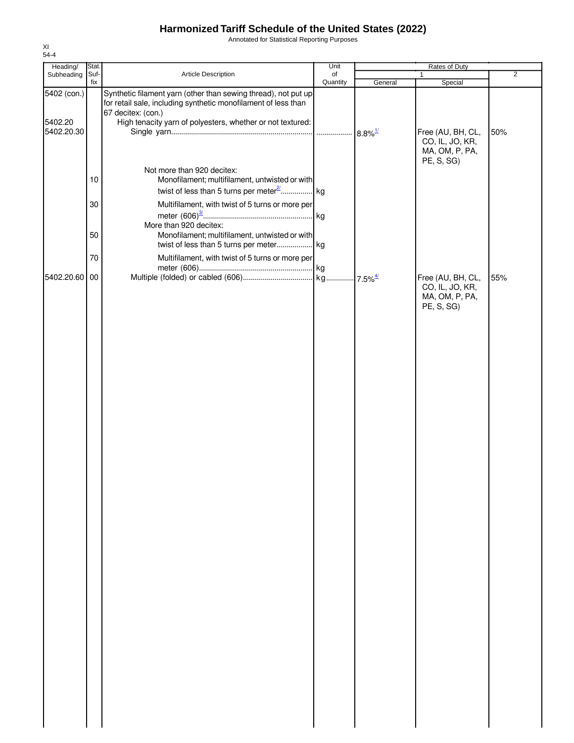# Harmonized Tariff Schedule of the United States (2022)

Annotated for Statistical Reporting Purposes

XI
54-4

| Heading/ Subheading | Stat. Suf- fix | Article Description | Unit of Quantity | Rates of Duty 1 General | Special | 2 |
|---|---|---|---|---|---|---|
| 5402 (con.) | | Synthetic filament yarn (other than sewing thread), not put up for retail sale, including synthetic monofilament of less than 67 decitex: (con.) | | | | |
| 5402.20 | | High tenacity yarn of polyesters, whether or not textured: | | | | |
| 5402.20.30 | | Single yarn | | 8.8%[1/] | Free (AU, BH, CL, CO, IL, JO, KR, MA, OM, P, PA, PE, S, SG) | 50% |
| | | Not more than 920 decitex: | | | | |
| | 10 | Monofilament; multifilament, untwisted or with twist of less than 5 turns per meter[2/] | kg | | | |
| | 30 | Multifilament, with twist of 5 turns or more per meter (606)[3/] | kg | | | |
| | | More than 920 decitex: | | | | |
| | 50 | Monofilament; multifilament, untwisted or with twist of less than 5 turns per meter | kg | | | |
| | 70 | Multifilament, with twist of 5 turns or more per meter (606) | kg | | | |
| 5402.20.60 | 00 | Multiple (folded) or cabled (606) | kg | 7.5%[4/] | Free (AU, BH, CL, CO, IL, JO, KR, MA, OM, P, PA, PE, S, SG) | 55% |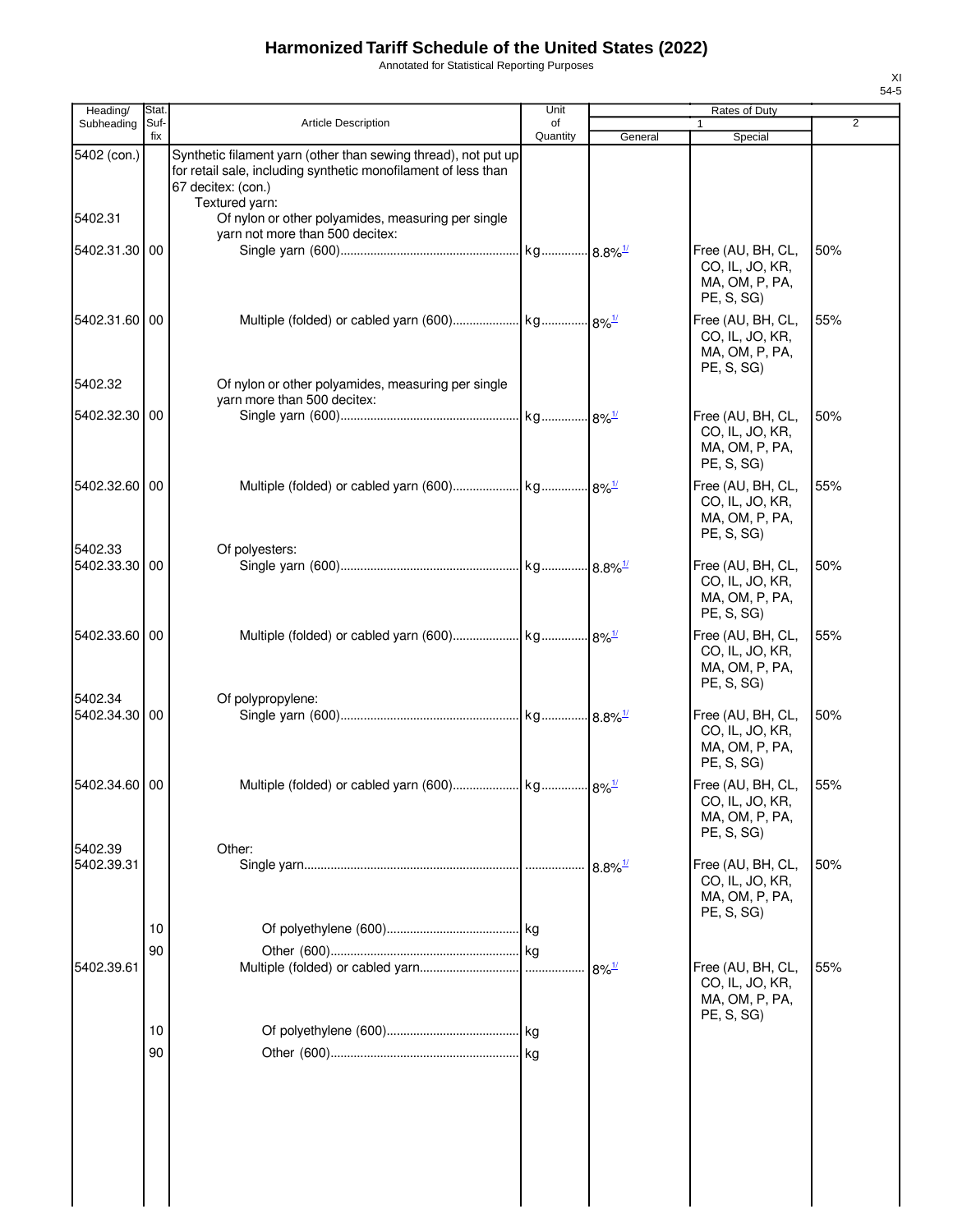# Harmonized Tariff Schedule of the United States (2022)

Annotated for Statistical Reporting Purposes

XI
54-5

| Heading/ Subheading | Stat. Suf- fix | Article Description | Unit of Quantity | Rates of Duty | | |
|---|---|---|---|---|---|---|
| | | | | 1 | | 2 |
| | | | | General | Special | |
| 5402 (con.) | | Synthetic filament yarn (other than sewing thread), not put up for retail sale, including synthetic monofilament of less than 67 decitex: (con.) | | | | |
| | | Textured yarn: | | | | |
| 5402.31 | | Of nylon or other polyamides, measuring per single yarn not more than 500 decitex: | | | | |
| 5402.31.30 | 00 | Single yarn (600) | kg | 8.8%[1/] | Free (AU, BH, CL, CO, IL, JO, KR, MA, OM, P, PA, PE, S, SG) | 50% |
| 5402.31.60 | 00 | Multiple (folded) or cabled yarn (600) | kg | 8%[1/] | Free (AU, BH, CL, CO, IL, JO, KR, MA, OM, P, PA, PE, S, SG) | 55% |
| 5402.32 | | Of nylon or other polyamides, measuring per single yarn more than 500 decitex: | | | | |
| 5402.32.30 | 00 | Single yarn (600) | kg | 8%[1/] | Free (AU, BH, CL, CO, IL, JO, KR, MA, OM, P, PA, PE, S, SG) | 50% |
| 5402.32.60 | 00 | Multiple (folded) or cabled yarn (600) | kg | 8%[1/] | Free (AU, BH, CL, CO, IL, JO, KR, MA, OM, P, PA, PE, S, SG) | 55% |
| 5402.33 | | Of polyesters: | | | | |
| 5402.33.30 | 00 | Single yarn (600) | kg | 8.8%[1/] | Free (AU, BH, CL, CO, IL, JO, KR, MA, OM, P, PA, PE, S, SG) | 50% |
| 5402.33.60 | 00 | Multiple (folded) or cabled yarn (600) | kg | 8%[1/] | Free (AU, BH, CL, CO, IL, JO, KR, MA, OM, P, PA, PE, S, SG) | 55% |
| 5402.34 | | Of polypropylene: | | | | |
| 5402.34.30 | 00 | Single yarn (600) | kg | 8.8%[1/] | Free (AU, BH, CL, CO, IL, JO, KR, MA, OM, P, PA, PE, S, SG) | 50% |
| 5402.34.60 | 00 | Multiple (folded) or cabled yarn (600) | kg | 8%[1/] | Free (AU, BH, CL, CO, IL, JO, KR, MA, OM, P, PA, PE, S, SG) | 55% |
| 5402.39 | | Other: | | | | |
| 5402.39.31 | | Single yarn | | 8.8%[1/] | Free (AU, BH, CL, CO, IL, JO, KR, MA, OM, P, PA, PE, S, SG) | 50% |
| | 10 | Of polyethylene (600) | kg | | | |
| | 90 | Other (600) | kg | | | |
| 5402.39.61 | | Multiple (folded) or cabled yarn | | 8%[1/] | Free (AU, BH, CL, CO, IL, JO, KR, MA, OM, P, PA, PE, S, SG) | 55% |
| | 10 | Of polyethylene (600) | kg | | | |
| | 90 | Other (600) | kg | | | |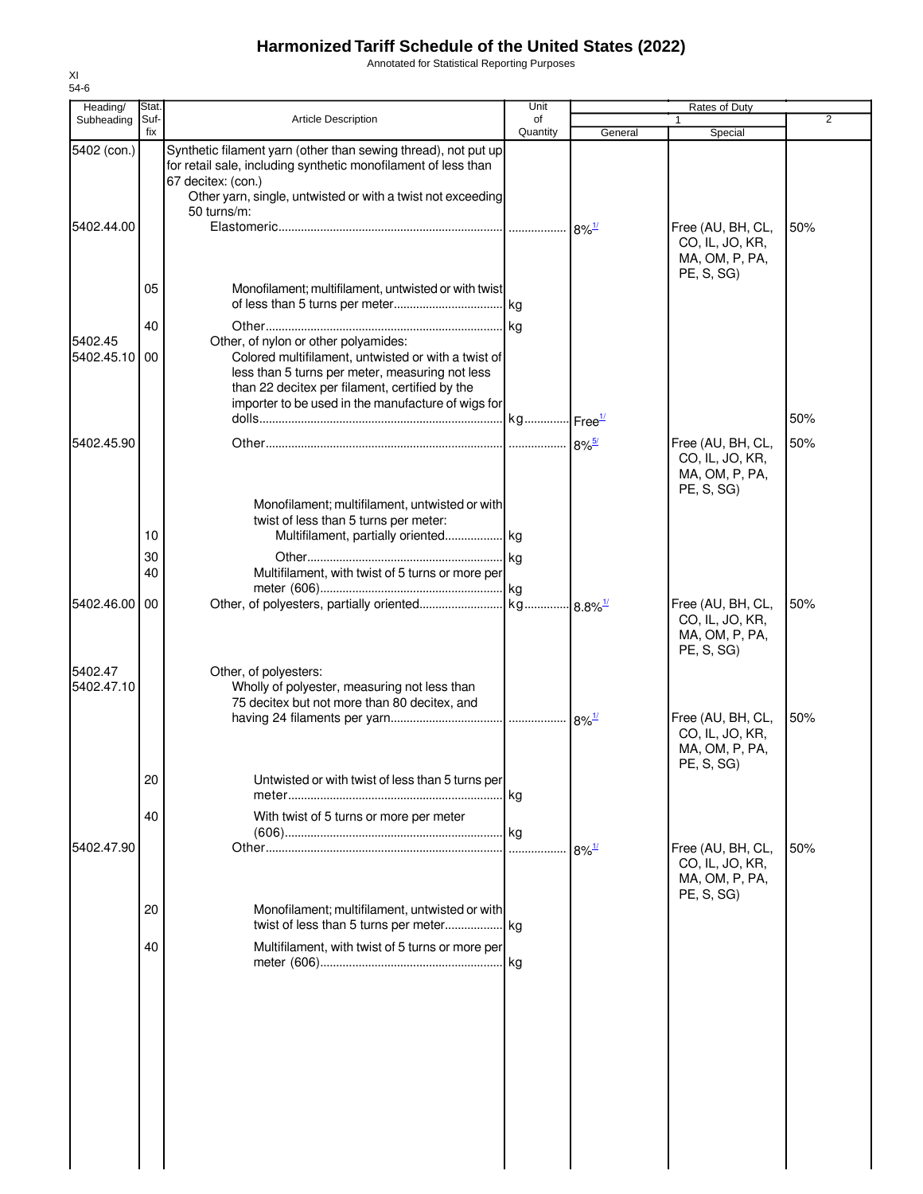# Harmonized Tariff Schedule of the United States (2022)

Annotated for Statistical Reporting Purposes

XI
54-6

| Heading/ Subheading | Stat. Suf- fix | Article Description | Unit of Quantity | Rates of Duty 1 General | Special | 2 |
|---|---|---|---|---|---|---|
| 5402 (con.) | | Synthetic filament yarn (other than sewing thread), not put up for retail sale, including synthetic monofilament of less than 67 decitex: (con.) | | | | |
| | | Other yarn, single, untwisted or with a twist not exceeding 50 turns/m: | | | | |
| 5402.44.00 | | Elastomeric | | 8%[1/] | Free (AU, BH, CL, CO, IL, JO, KR, MA, OM, P, PA, PE, S, SG) | 50% |
| | 05 | Monofilament; multifilament, untwisted or with twist of less than 5 turns per meter | kg | | | |
| | 40 | Other | kg | | | |
| 5402.45 | | Other, of nylon or other polyamides: | | | | |
| 5402.45.10 | 00 | Colored multifilament, untwisted or with a twist of less than 5 turns per meter, measuring not less than 22 decitex per filament, certified by the importer to be used in the manufacture of wigs for dolls | kg | Free[1/] | | 50% |
| 5402.45.90 | | Other | | 8%[5/] | Free (AU, BH, CL, CO, IL, JO, KR, MA, OM, P, PA, PE, S, SG) | 50% |
| | | Monofilament; multifilament, untwisted or with twist of less than 5 turns per meter: | | | | |
| | 10 | Multifilament, partially oriented | kg | | | |
| | 30 | Other | kg | | | |
| | 40 | Multifilament, with twist of 5 turns or more per meter (606) | kg | | | |
| 5402.46.00 | 00 | Other, of polyesters, partially oriented | kg | 8.8%[1/] | Free (AU, BH, CL, CO, IL, JO, KR, MA, OM, P, PA, PE, S, SG) | 50% |
| 5402.47 | | Other, of polyesters: | | | | |
| 5402.47.10 | | Wholly of polyester, measuring not less than 75 decitex but not more than 80 decitex, and having 24 filaments per yarn | | 8%[1/] | Free (AU, BH, CL, CO, IL, JO, KR, MA, OM, P, PA, PE, S, SG) | 50% |
| | 20 | Untwisted or with twist of less than 5 turns per meter | kg | | | |
| | 40 | With twist of 5 turns or more per meter (606) | kg | | | |
| 5402.47.90 | | Other | | 8%[1/] | Free (AU, BH, CL, CO, IL, JO, KR, MA, OM, P, PA, PE, S, SG) | 50% |
| | 20 | Monofilament; multifilament, untwisted or with twist of less than 5 turns per meter | kg | | | |
| | 40 | Multifilament, with twist of 5 turns or more per meter (606) | kg | | | |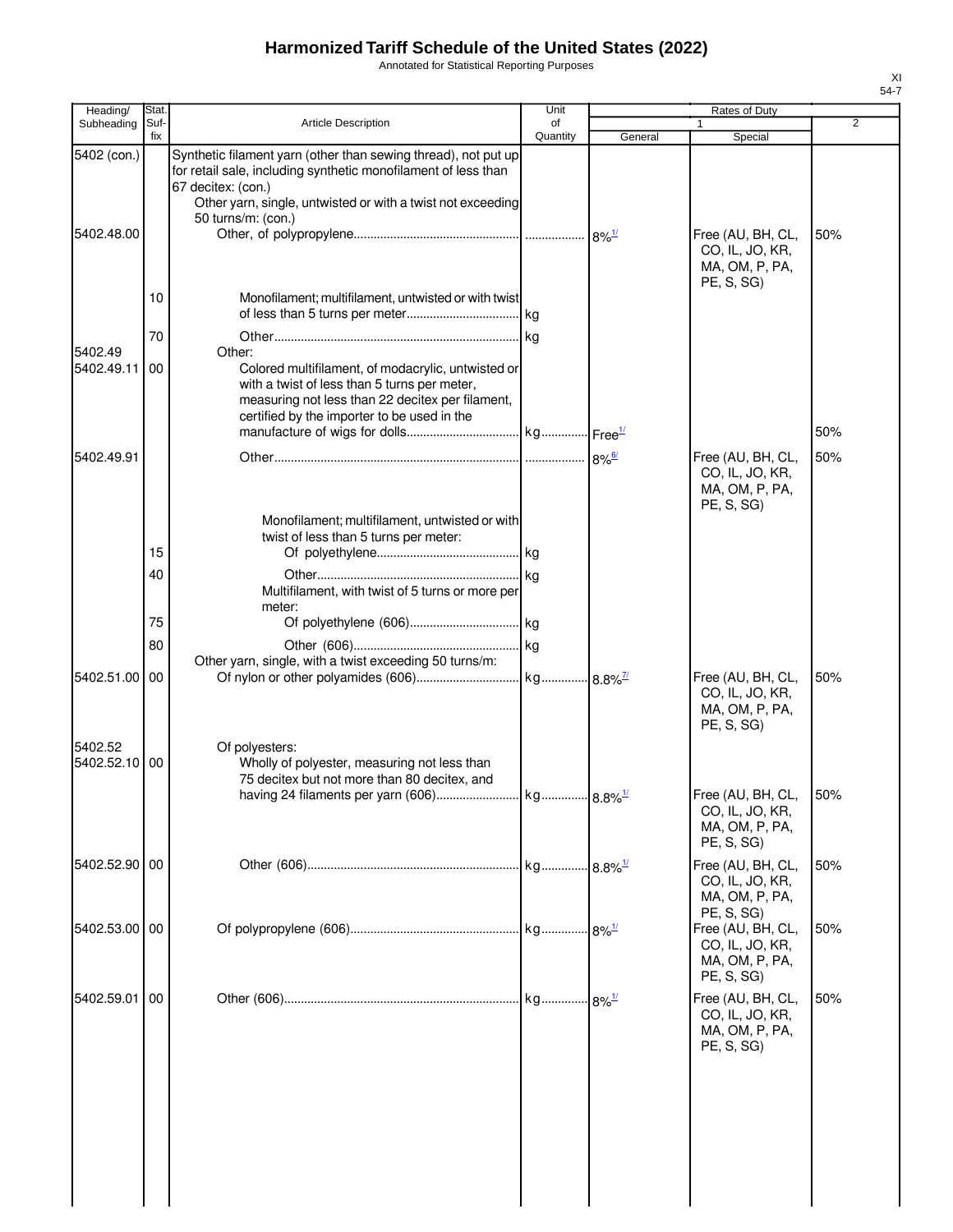# Harmonized Tariff Schedule of the United States (2022)

Annotated for Statistical Reporting Purposes

XI
54-7

| Heading/ Subheading | Stat. Suf-fix | Article Description | Unit of Quantity | Rates of Duty 1 General | Rates of Duty 1 Special | Rates of Duty 2 |
|---|---|---|---|---|---|---|
| 5402 (con.) | | Synthetic filament yarn (other than sewing thread), not put up for retail sale, including synthetic monofilament of less than 67 decitex: (con.) | | | | |
| | | Other yarn, single, untwisted or with a twist not exceeding 50 turns/m: (con.) | | | | |
| 5402.48.00 | | Other, of polypropylene | | 8%[1/] | Free (AU, BH, CL, CO, IL, JO, KR, MA, OM, P, PA, PE, S, SG) | 50% |
| | 10 | Monofilament; multifilament, untwisted or with twist of less than 5 turns per meter | kg | | | |
| | 70 | Other | kg | | | |
| 5402.49 | | Other: | | | | |
| 5402.49.11 | 00 | Colored multifilament, of modacrylic, untwisted or with a twist of less than 5 turns per meter, measuring not less than 22 decitex per filament, certified by the importer to be used in the manufacture of wigs for dolls | kg | Free[1/] | | 50% |
| 5402.49.91 | | Other | | 8%[6/] | Free (AU, BH, CL, CO, IL, JO, KR, MA, OM, P, PA, PE, S, SG) | 50% |
| | | Monofilament; multifilament, untwisted or with twist of less than 5 turns per meter: | | | | |
| | 15 | Of polyethylene | kg | | | |
| | 40 | Other | kg | | | |
| | | Multifilament, with twist of 5 turns or more per meter: | | | | |
| | 75 | Of polyethylene (606) | kg | | | |
| | 80 | Other (606) | kg | | | |
| | | Other yarn, single, with a twist exceeding 50 turns/m: | | | | |
| 5402.51.00 | 00 | Of nylon or other polyamides (606) | kg | 8.8%[7/] | Free (AU, BH, CL, CO, IL, JO, KR, MA, OM, P, PA, PE, S, SG) | 50% |
| 5402.52 | | Of polyesters: | | | | |
| 5402.52.10 | 00 | Wholly of polyester, measuring not less than 75 decitex but not more than 80 decitex, and having 24 filaments per yarn (606) | kg | 8.8%[1/] | Free (AU, BH, CL, CO, IL, JO, KR, MA, OM, P, PA, PE, S, SG) | 50% |
| 5402.52.90 | 00 | Other (606) | kg | 8.8%[1/] | Free (AU, BH, CL, CO, IL, JO, KR, MA, OM, P, PA, PE, S, SG) | 50% |
| 5402.53.00 | 00 | Of polypropylene (606) | kg | 8%[1/] | Free (AU, BH, CL, CO, IL, JO, KR, MA, OM, P, PA, PE, S, SG) | 50% |
| 5402.59.01 | 00 | Other (606) | kg | 8%[1/] | Free (AU, BH, CL, CO, IL, JO, KR, MA, OM, P, PA, PE, S, SG) | 50% |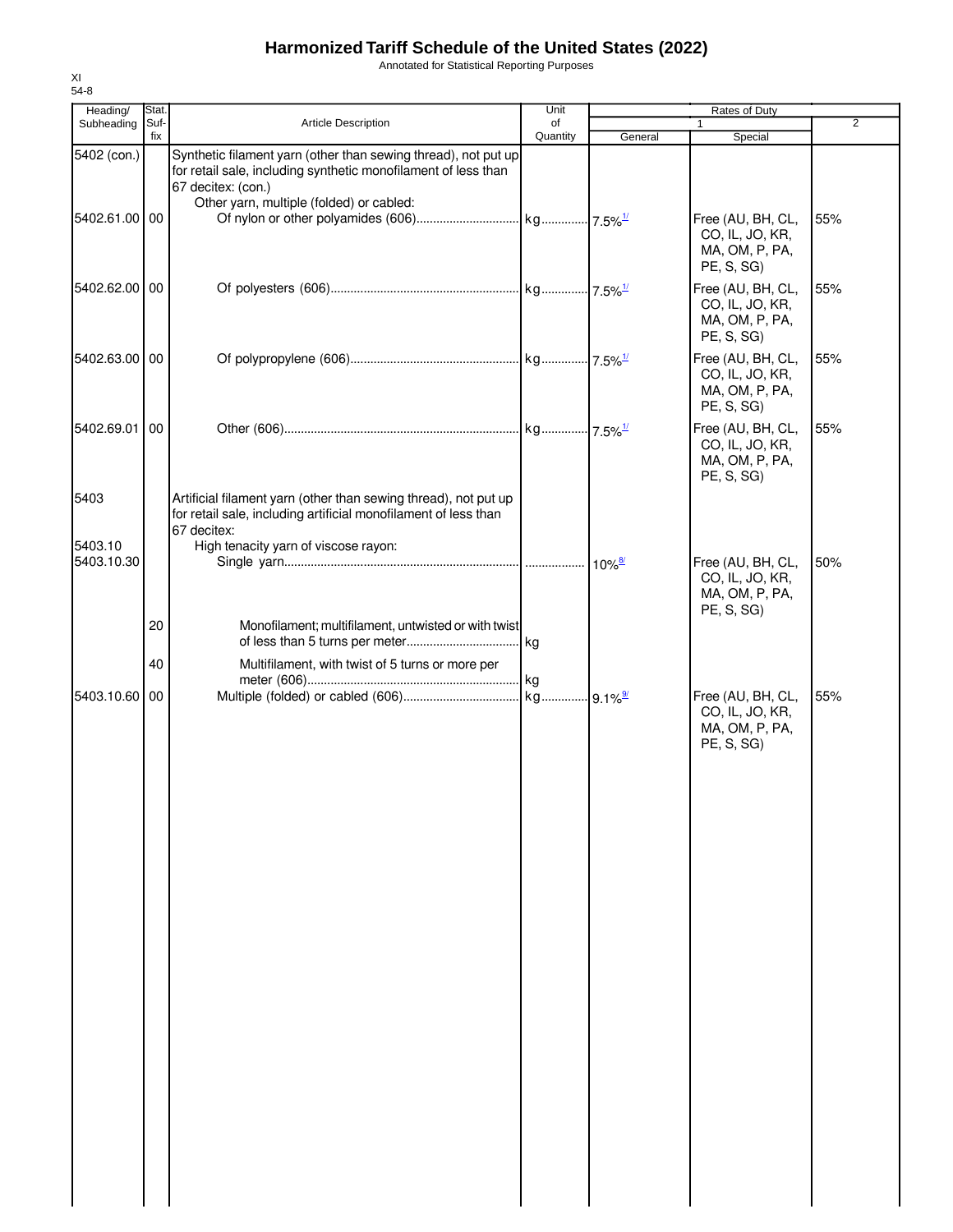# Harmonized Tariff Schedule of the United States (2022)

Annotated for Statistical Reporting Purposes

XI
54-8

| Heading/ Subheading | Stat. Suf- fix | Article Description | Unit of Quantity | Rates of Duty 1 General | Special | 2 |
|---|---|---|---|---|---|---|
| 5402 (con.) | | Synthetic filament yarn (other than sewing thread), not put up for retail sale, including synthetic monofilament of less than 67 decitex: (con.) | | | | |
| | | Other yarn, multiple (folded) or cabled: | | | | |
| 5402.61.00 | 00 | Of nylon or other polyamides (606) | kg | 7.5%[1/] | Free (AU, BH, CL, CO, IL, JO, KR, MA, OM, P, PA, PE, S, SG) | 55% |
| 5402.62.00 | 00 | Of polyesters (606) | kg | 7.5%[1/] | Free (AU, BH, CL, CO, IL, JO, KR, MA, OM, P, PA, PE, S, SG) | 55% |
| 5402.63.00 | 00 | Of polypropylene (606) | kg | 7.5%[1/] | Free (AU, BH, CL, CO, IL, JO, KR, MA, OM, P, PA, PE, S, SG) | 55% |
| 5402.69.01 | 00 | Other (606) | kg | 7.5%[1/] | Free (AU, BH, CL, CO, IL, JO, KR, MA, OM, P, PA, PE, S, SG) | 55% |
| 5403 | | Artificial filament yarn (other than sewing thread), not put up for retail sale, including artificial monofilament of less than 67 decitex: | | | | |
| 5403.10 | | High tenacity yarn of viscose rayon: | | | | |
| 5403.10.30 | | Single yarn | | 10%[8/] | Free (AU, BH, CL, CO, IL, JO, KR, MA, OM, P, PA, PE, S, SG) | 50% |
| | 20 | Monofilament; multifilament, untwisted or with twist of less than 5 turns per meter | kg | | | |
| | 40 | Multifilament, with twist of 5 turns or more per meter (606) | kg | | | |
| 5403.10.60 | 00 | Multiple (folded) or cabled (606) | kg | 9.1%[9/] | Free (AU, BH, CL, CO, IL, JO, KR, MA, OM, P, PA, PE, S, SG) | 55% |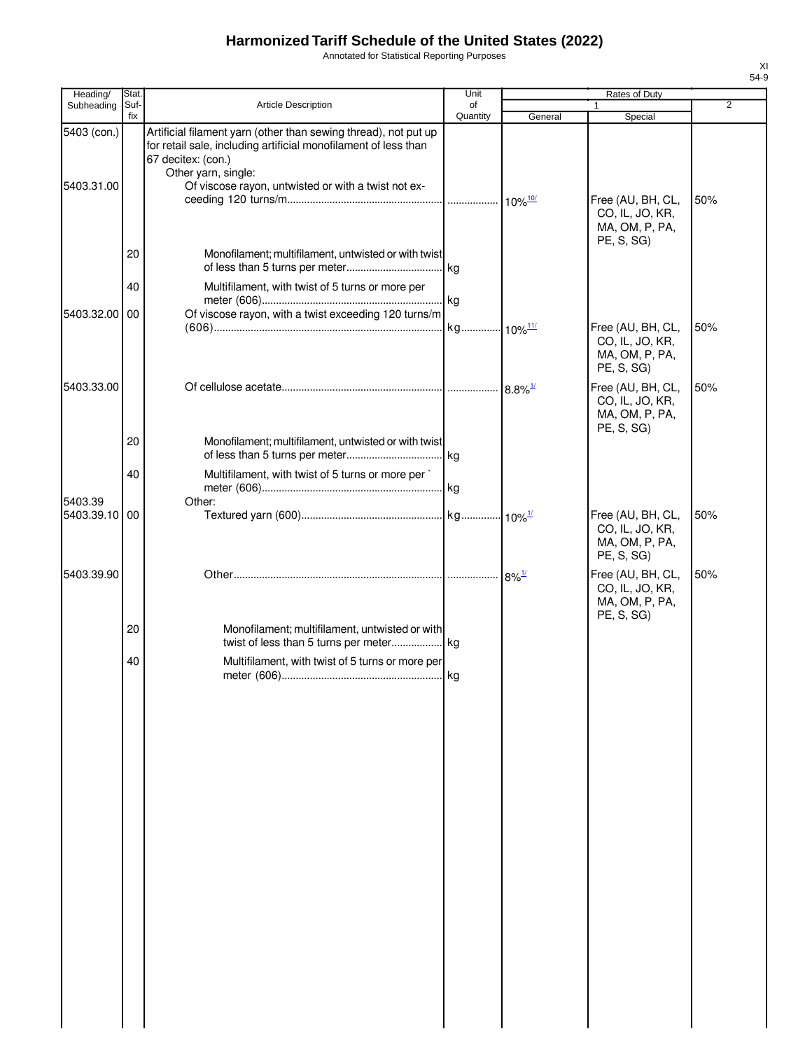# Harmonized Tariff Schedule of the United States (2022)

Annotated for Statistical Reporting Purposes

XI
54-9

| Heading/ Subheading | Stat. Suf- fix | Article Description | Unit of Quantity | Rates of Duty 1 General | Special | 2 |
|---|---|---|---|---|---|---|
| 5403 (con.) | | Artificial filament yarn (other than sewing thread), not put up for retail sale, including artificial monofilament of less than 67 decitex: (con.) | | | | |
| | | Other yarn, single: | | | | |
| 5403.31.00 | | Of viscose rayon, untwisted or with a twist not exceeding 120 turns/m | | 10%[10/] | Free (AU, BH, CL, CO, IL, JO, KR, MA, OM, P, PA, PE, S, SG) | 50% |
| | 20 | Monofilament; multifilament, untwisted or with twist of less than 5 turns per meter | kg | | | |
| | 40 | Multifilament, with twist of 5 turns or more per meter (606) | kg | | | |
| 5403.32.00 | 00 | Of viscose rayon, with a twist exceeding 120 turns/m (606) | kg | 10%[11/] | Free (AU, BH, CL, CO, IL, JO, KR, MA, OM, P, PA, PE, S, SG) | 50% |
| 5403.33.00 | | Of cellulose acetate | | 8.8%[1/] | Free (AU, BH, CL, CO, IL, JO, KR, MA, OM, P, PA, PE, S, SG) | 50% |
| | 20 | Monofilament; multifilament, untwisted or with twist of less than 5 turns per meter | kg | | | |
| | 40 | Multifilament, with twist of 5 turns or more per ` meter (606) | kg | | | |
| 5403.39 | | Other: | | | | |
| 5403.39.10 | 00 | Textured yarn (600) | kg | 10%[1/] | Free (AU, BH, CL, CO, IL, JO, KR, MA, OM, P, PA, PE, S, SG) | 50% |
| 5403.39.90 | | Other | | 8%[1/] | Free (AU, BH, CL, CO, IL, JO, KR, MA, OM, P, PA, PE, S, SG) | 50% |
| | 20 | Monofilament; multifilament, untwisted or with twist of less than 5 turns per meter | kg | | | |
| | 40 | Multifilament, with twist of 5 turns or more per meter (606) | kg | | | |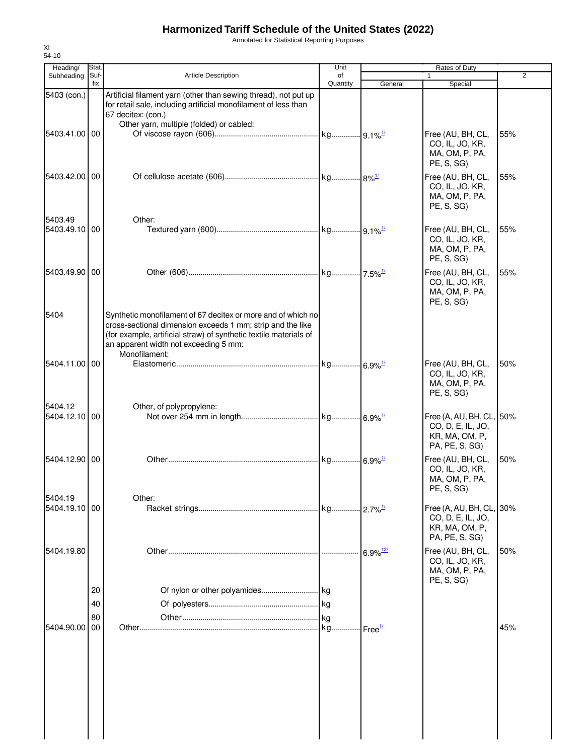# Harmonized Tariff Schedule of the United States (2022)

Annotated for Statistical Reporting Purposes

XI
54-10

| Heading/ Subheading | Stat. Suf- fix | Article Description | Unit of Quantity | Rates of Duty 1 General | Rates of Duty 1 Special | Rates of Duty 2 |
|---|---|---|---|---|---|---|
| 5403 (con.) | | Artificial filament yarn (other than sewing thread), not put up for retail sale, including artificial monofilament of less than 67 decitex: (con.) | | | | |
| | | Other yarn, multiple (folded) or cabled: | | | | |
| 5403.41.00 | 00 | Of viscose rayon (606) | kg | 9.1%[1/] | Free (AU, BH, CL, CO, IL, JO, KR, MA, OM, P, PA, PE, S, SG) | 55% |
| 5403.42.00 | 00 | Of cellulose acetate (606) | kg | 8%[1/] | Free (AU, BH, CL, CO, IL, JO, KR, MA, OM, P, PA, PE, S, SG) | 55% |
| 5403.49 | | Other: | | | | |
| 5403.49.10 | 00 | Textured yarn (600) | kg | 9.1%[1/] | Free (AU, BH, CL, CO, IL, JO, KR, MA, OM, P, PA, PE, S, SG) | 55% |
| 5403.49.90 | 00 | Other (606) | kg | 7.5%[1/] | Free (AU, BH, CL, CO, IL, JO, KR, MA, OM, P, PA, PE, S, SG) | 55% |
| 5404 | | Synthetic monofilament of 67 decitex or more and of which no cross-sectional dimension exceeds 1 mm; strip and the like (for example, artificial straw) of synthetic textile materials of an apparent width not exceeding 5 mm: | | | | |
| | | Monofilament: | | | | |
| 5404.11.00 | 00 | Elastomeric | kg | 6.9%[1/] | Free (AU, BH, CL, CO, IL, JO, KR, MA, OM, P, PA, PE, S, SG) | 50% |
| 5404.12 | | Other, of polypropylene: | | | | |
| 5404.12.10 | 00 | Not over 254 mm in length | kg | 6.9%[1/] | Free (A, AU, BH, CL, CO, D, E, IL, JO, KR, MA, OM, P, PA, PE, S, SG) | 50% |
| 5404.12.90 | 00 | Other | kg | 6.9%[1/] | Free (AU, BH, CL, CO, IL, JO, KR, MA, OM, P, PA, PE, S, SG) | 50% |
| 5404.19 | | Other: | | | | |
| 5404.19.10 | 00 | Racket strings | kg | 2.7%[1/] | Free (A, AU, BH, CL, CO, D, E, IL, JO, KR, MA, OM, P, PA, PE, S, SG) | 30% |
| 5404.19.80 | | Other | | 6.9%[12/] | Free (AU, BH, CL, CO, IL, JO, KR, MA, OM, P, PA, PE, S, SG) | 50% |
| | 20 | Of nylon or other polyamides | kg | | | |
| | 40 | Of polyesters | kg | | | |
| | 80 | Other | kg | | | |
| 5404.90.00 | 00 | Other | kg | Free[1/] | | 45% |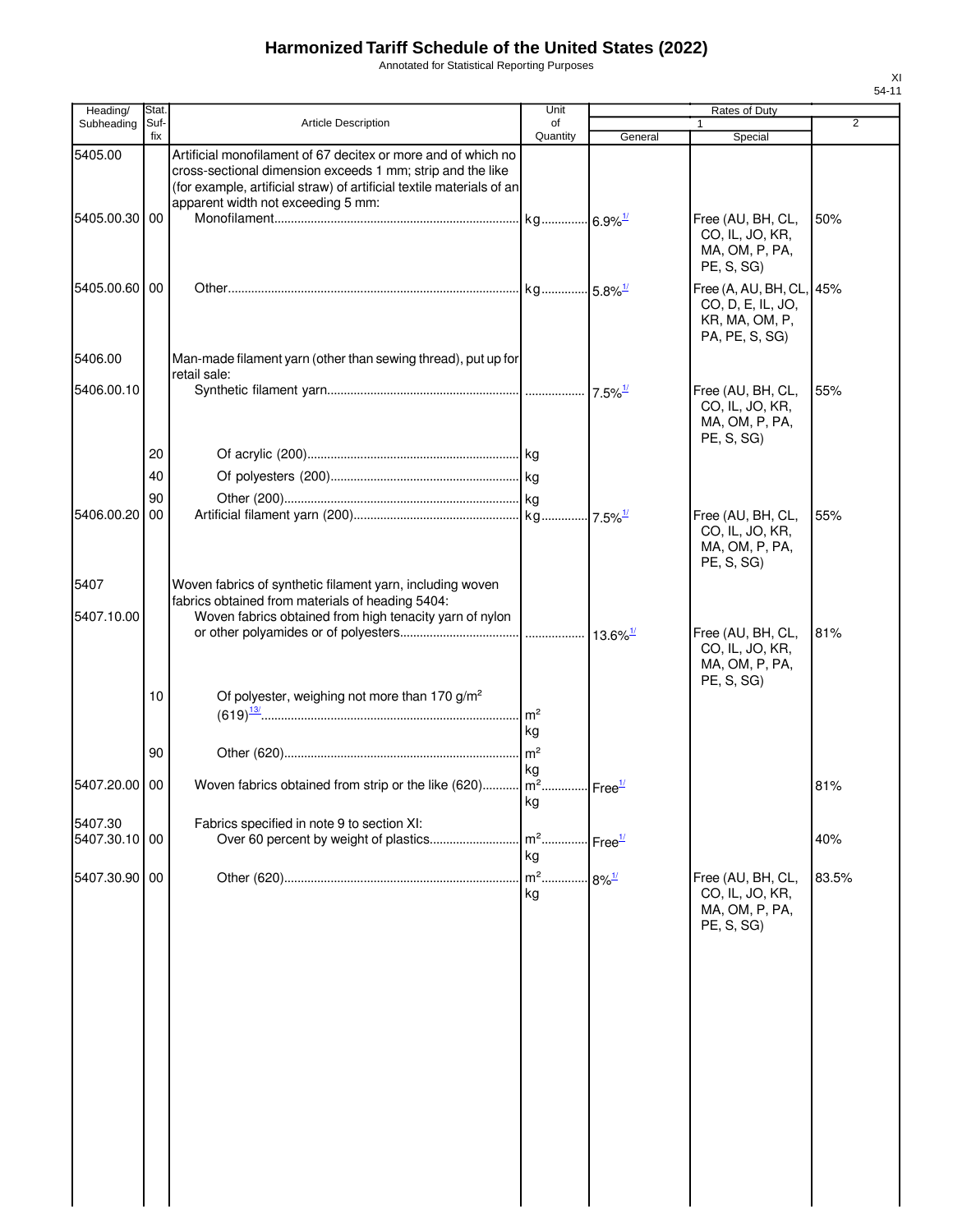# Harmonized Tariff Schedule of the United States (2022)

Annotated for Statistical Reporting Purposes

XI
54-11

| Heading/ Subheading | Stat. Suf- fix | Article Description | Unit of Quantity | Rates of Duty 1 General | Special | 2 |
|---|---|---|---|---|---|---|
| 5405.00 | | Artificial monofilament of 67 decitex or more and of which no cross-sectional dimension exceeds 1 mm; strip and the like (for example, artificial straw) of artificial textile materials of an apparent width not exceeding 5 mm: | | | | |
| 5405.00.30 | 00 | Monofilament | kg | 6.9%[1/] | Free (AU, BH, CL, CO, IL, JO, KR, MA, OM, P, PA, PE, S, SG) | 50% |
| 5405.00.60 | 00 | Other | kg | 5.8%[1/] | Free (A, AU, BH, CL, CO, D, E, IL, JO, KR, MA, OM, P, PA, PE, S, SG) | 45% |
| 5406.00 | | Man-made filament yarn (other than sewing thread), put up for retail sale: | | | | |
| 5406.00.10 | | Synthetic filament yarn | | 7.5%[1/] | Free (AU, BH, CL, CO, IL, JO, KR, MA, OM, P, PA, PE, S, SG) | 55% |
| | 20 | Of acrylic (200) | kg | | | |
| | 40 | Of polyesters (200) | kg | | | |
| | 90 | Other (200) | kg | | | |
| 5406.00.20 | 00 | Artificial filament yarn (200) | kg | 7.5%[1/] | Free (AU, BH, CL, CO, IL, JO, KR, MA, OM, P, PA, PE, S, SG) | 55% |
| 5407 | | Woven fabrics of synthetic filament yarn, including woven fabrics obtained from materials of heading 5404: | | | | |
| 5407.10.00 | | Woven fabrics obtained from high tenacity yarn of nylon or other polyamides or of polyesters | | 13.6%[1/] | Free (AU, BH, CL, CO, IL, JO, KR, MA, OM, P, PA, PE, S, SG) | 81% |
| | 10 | Of polyester, weighing not more than 170 g/m² (619)[13/] | m² kg | | | |
| | 90 | Other (620) | m² kg | | | |
| 5407.20.00 | 00 | Woven fabrics obtained from strip or the like (620) | m² kg | Free[1/] | | 81% |
| 5407.30 | | Fabrics specified in note 9 to section XI: | | | | |
| 5407.30.10 | 00 | Over 60 percent by weight of plastics | m² kg | Free[1/] | | 40% |
| 5407.30.90 | 00 | Other (620) | m² kg | 8%[1/] | Free (AU, BH, CL, CO, IL, JO, KR, MA, OM, P, PA, PE, S, SG) | 83.5% |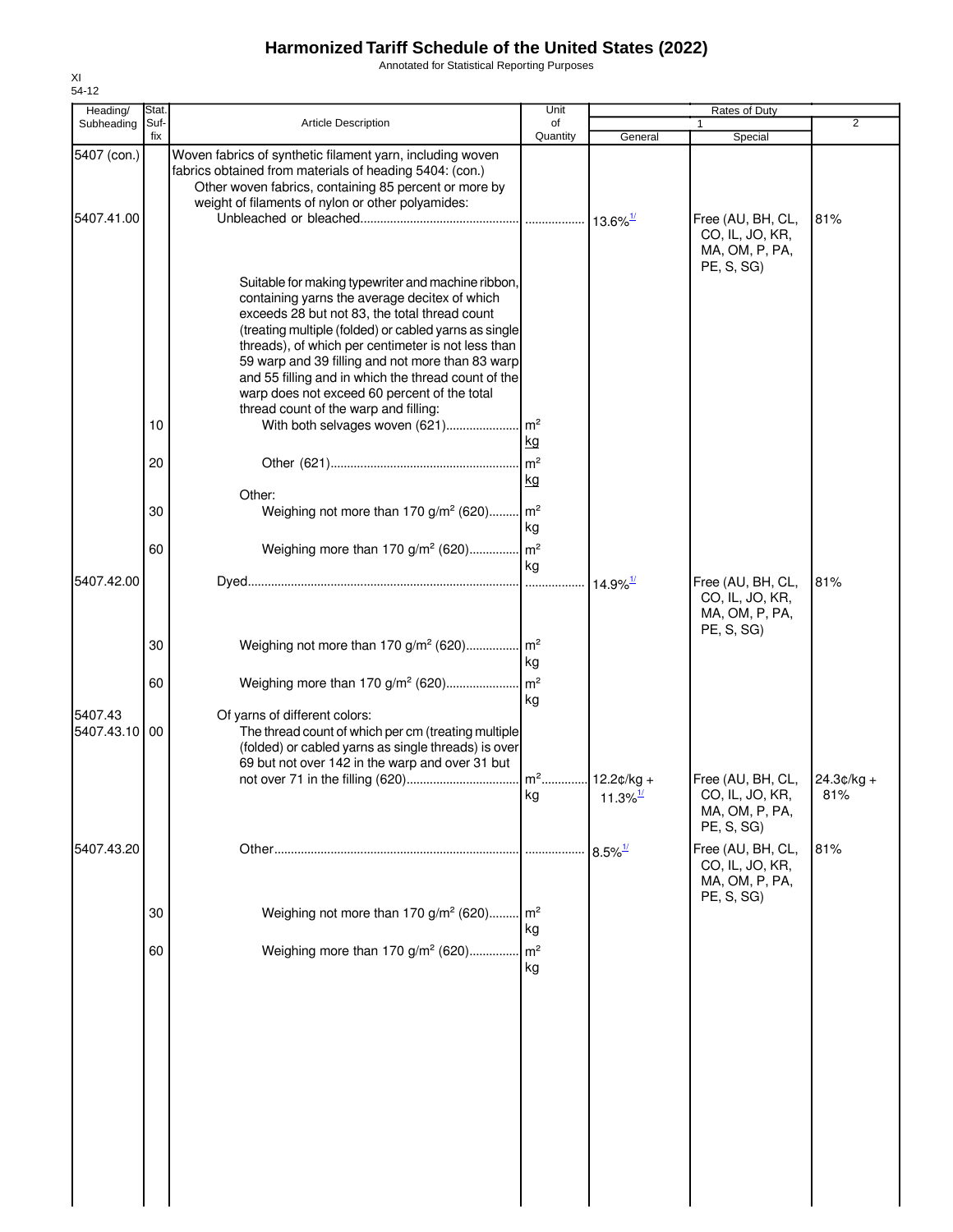# Harmonized Tariff Schedule of the United States (2022)

Annotated for Statistical Reporting Purposes

XI
54-12

| Heading/ Subheading | Stat. Suf- fix | Article Description | Unit of Quantity | Rates of Duty 1 General | Special | 2 |
|---|---|---|---|---|---|---|
| 5407 (con.) | | Woven fabrics of synthetic filament yarn, including woven fabrics obtained from materials of heading 5404: (con.) | | | | |
| | | Other woven fabrics, containing 85 percent or more by weight of filaments of nylon or other polyamides: | | | | |
| 5407.41.00 | | Unbleached or bleached | | 13.6%[1/] | Free (AU, BH, CL, CO, IL, JO, KR, MA, OM, P, PA, PE, S, SG) | 81% |
| | | Suitable for making typewriter and machine ribbon, containing yarns the average decitex of which exceeds 28 but not 83, the total thread count (treating multiple (folded) or cabled yarns as single threads), of which per centimeter is not less than 59 warp and 39 filling and not more than 83 warp and 55 filling and in which the thread count of the warp does not exceed 60 percent of the total thread count of the warp and filling: | | | | |
| | 10 | With both selvages woven (621) | m² kg | | | |
| | 20 | Other (621) | m² kg | | | |
| | | Other: | | | | |
| | 30 | Weighing not more than 170 g/m² (620) | m² kg | | | |
| | 60 | Weighing more than 170 g/m² (620) | m² kg | | | |
| 5407.42.00 | | Dyed | | 14.9%[1/] | Free (AU, BH, CL, CO, IL, JO, KR, MA, OM, P, PA, PE, S, SG) | 81% |
| | 30 | Weighing not more than 170 g/m² (620) | m² kg | | | |
| | 60 | Weighing more than 170 g/m² (620) | m² kg | | | |
| 5407.43 | | Of yarns of different colors: | | | | |
| 5407.43.10 | 00 | The thread count of which per cm (treating multiple (folded) or cabled yarns as single threads) is over 69 but not over 142 in the warp and over 31 but not over 71 in the filling (620) | m² kg | 12.2¢/kg + 11.3%[1/] | Free (AU, BH, CL, CO, IL, JO, KR, MA, OM, P, PA, PE, S, SG) | 24.3¢/kg + 81% |
| 5407.43.20 | | Other | | 8.5%[1/] | Free (AU, BH, CL, CO, IL, JO, KR, MA, OM, P, PA, PE, S, SG) | 81% |
| | 30 | Weighing not more than 170 g/m² (620) | m² kg | | | |
| | 60 | Weighing more than 170 g/m² (620) | m² kg | | | |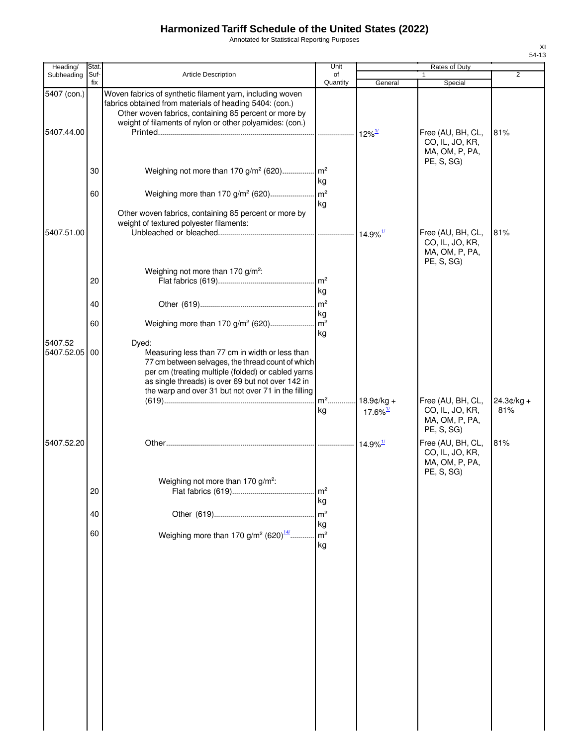# Harmonized Tariff Schedule of the United States (2022)

Annotated for Statistical Reporting Purposes

XI
54-13

| Heading/ Subheading | Stat. Suf- fix | Article Description | Unit of Quantity | Rates of Duty 1 General | Special | 2 |
|---|---|---|---|---|---|---|
| 5407 (con.) | | Woven fabrics of synthetic filament yarn, including woven fabrics obtained from materials of heading 5404: (con.) | | | | |
| | | Other woven fabrics, containing 85 percent or more by weight of filaments of nylon or other polyamides: (con.) | | | | |
| 5407.44.00 | | Printed | | 12%[1/] | Free (AU, BH, CL, CO, IL, JO, KR, MA, OM, P, PA, PE, S, SG) | 81% |
| | 30 | Weighing not more than 170 g/m² (620) | m² kg | | | |
| | 60 | Weighing more than 170 g/m² (620) | m² kg | | | |
| | | Other woven fabrics, containing 85 percent or more by weight of textured polyester filaments: | | | | |
| 5407.51.00 | | Unbleached or bleached | | 14.9%[1/] | Free (AU, BH, CL, CO, IL, JO, KR, MA, OM, P, PA, PE, S, SG) | 81% |
| | | Weighing not more than 170 g/m²: | | | | |
| | 20 | Flat fabrics (619) | m² kg | | | |
| | 40 | Other (619) | m² kg | | | |
| | 60 | Weighing more than 170 g/m² (620) | m² kg | | | |
| 5407.52 | | Dyed: | | | | |
| 5407.52.05 | 00 | Measuring less than 77 cm in width or less than 77 cm between selvages, the thread count of which per cm (treating multiple (folded) or cabled yarns as single threads) is over 69 but not over 142 in the warp and over 31 but not over 71 in the filling (619) | m² kg | 18.9¢/kg + 17.6%[1/] | Free (AU, BH, CL, CO, IL, JO, KR, MA, OM, P, PA, PE, S, SG) | 24.3¢/kg + 81% |
| 5407.52.20 | | Other | | 14.9%[1/] | Free (AU, BH, CL, CO, IL, JO, KR, MA, OM, P, PA, PE, S, SG) | 81% |
| | | Weighing not more than 170 g/m²: | | | | |
| | 20 | Flat fabrics (619) | m² kg | | | |
| | 40 | Other (619) | m² kg | | | |
| | 60 | Weighing more than 170 g/m² (620)[14/] | m² kg | | | |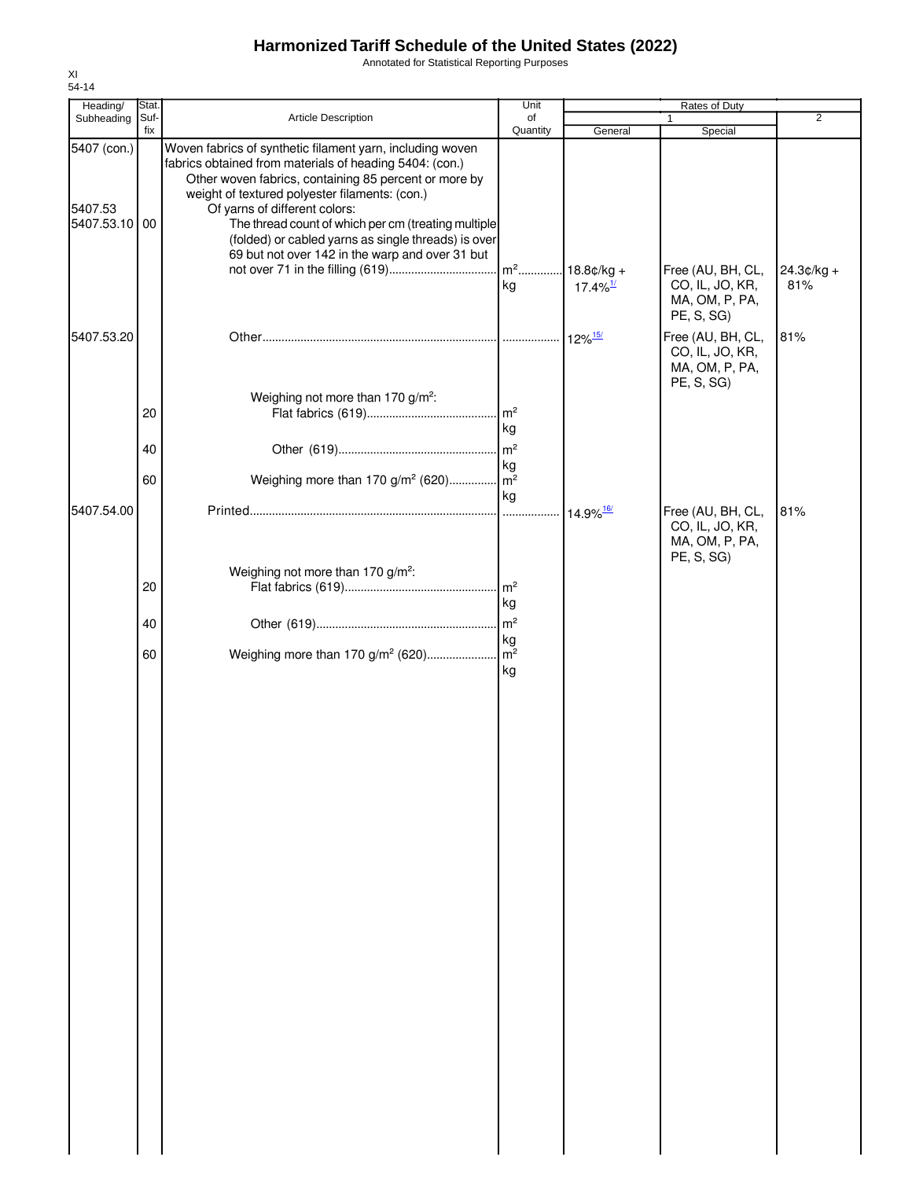# Harmonized Tariff Schedule of the United States (2022)

Annotated for Statistical Reporting Purposes

XI
54-14

| Heading/ Subheading | Stat. Suf- fix | Article Description | Unit of Quantity | Rates of Duty 1 General | Special | 2 |
|---|---|---|---|---|---|---|
| 5407 (con.) | | Woven fabrics of synthetic filament yarn, including woven fabrics obtained from materials of heading 5404: (con.) | | | | |
| | | Other woven fabrics, containing 85 percent or more by weight of textured polyester filaments: (con.) | | | | |
| 5407.53 | | Of yarns of different colors: | | | | |
| 5407.53.10 | 00 | The thread count of which per cm (treating multiple (folded) or cabled yarns as single threads) is over 69 but not over 142 in the warp and over 31 but not over 71 in the filling (619) | m² kg | 18.8¢/kg + 17.4%[1/] | Free (AU, BH, CL, CO, IL, JO, KR, MA, OM, P, PA, PE, S, SG) | 24.3¢/kg + 81% |
| 5407.53.20 | | Other | | 12%[15/] | Free (AU, BH, CL, CO, IL, JO, KR, MA, OM, P, PA, PE, S, SG) | 81% |
| | | Weighing not more than 170 g/m²: | | | | |
| | 20 | Flat fabrics (619) | m² kg | | | |
| | 40 | Other (619) | m² kg | | | |
| | 60 | Weighing more than 170 g/m² (620) | m² kg | | | |
| 5407.54.00 | | Printed | | 14.9%[16/] | Free (AU, BH, CL, CO, IL, JO, KR, MA, OM, P, PA, PE, S, SG) | 81% |
| | | Weighing not more than 170 g/m²: | | | | |
| | 20 | Flat fabrics (619) | m² kg | | | |
| | 40 | Other (619) | m² kg | | | |
| | 60 | Weighing more than 170 g/m² (620) | m² kg | | | |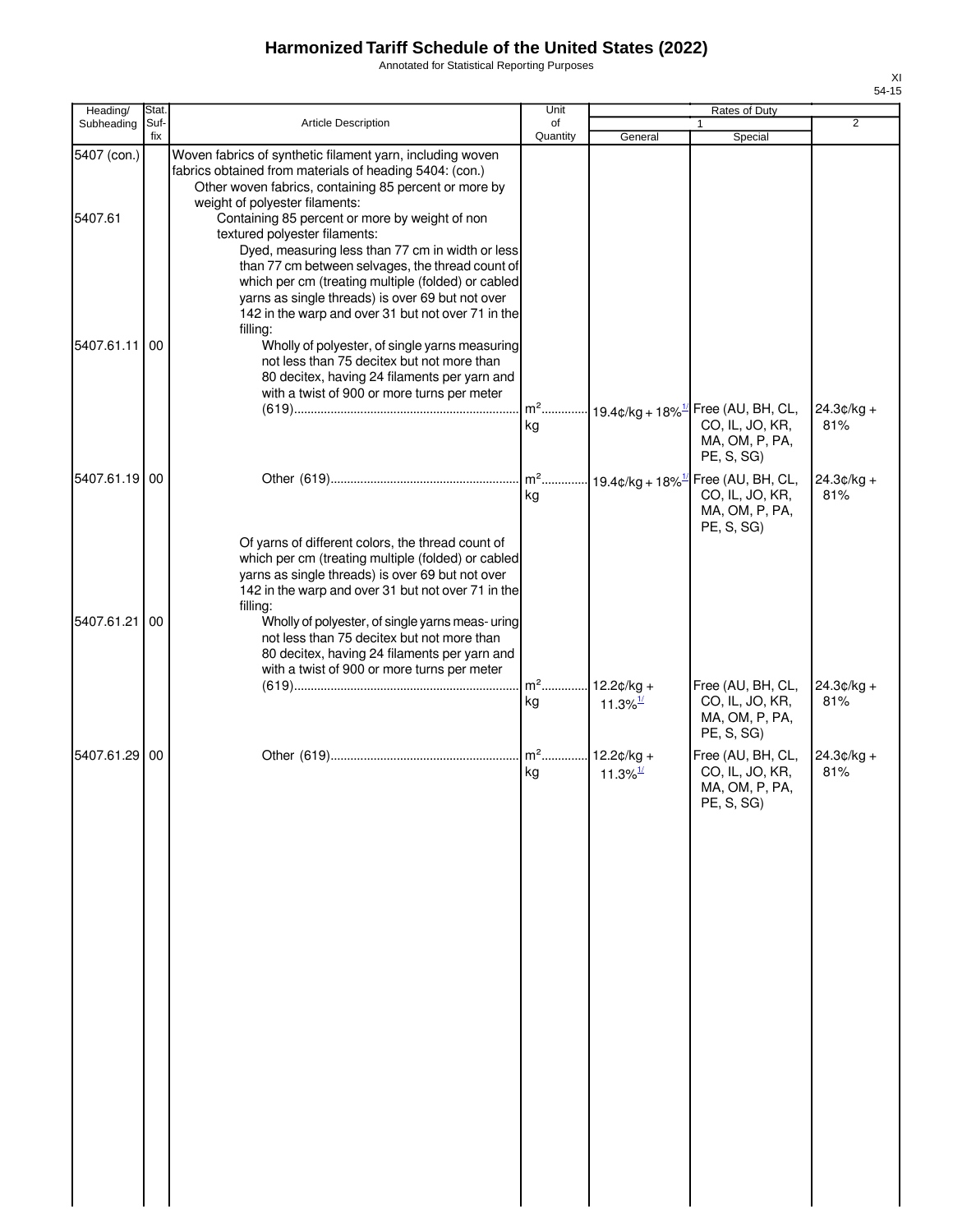# Harmonized Tariff Schedule of the United States (2022)

Annotated for Statistical Reporting Purposes

| Heading/ Subheading | Stat. Suf- fix | Article Description | Unit of Quantity | Rates of Duty 1 General | Rates of Duty 1 Special | Rates of Duty 2 |
|---|---|---|---|---|---|---|
| 5407 (con.) | | Woven fabrics of synthetic filament yarn, including woven fabrics obtained from materials of heading 5404: (con.) | | | | |
| | | Other woven fabrics, containing 85 percent or more by weight of polyester filaments: | | | | |
| 5407.61 | | Containing 85 percent or more by weight of non textured polyester filaments: | | | | |
| | | Dyed, measuring less than 77 cm in width or less than 77 cm between selvages, the thread count of which per cm (treating multiple (folded) or cabled yarns as single threads) is over 69 but not over 142 in the warp and over 31 but not over 71 in the filling: | | | | |
| 5407.61.11 | 00 | Wholly of polyester, of single yarns measuring not less than 75 decitex but not more than 80 decitex, having 24 filaments per yarn and with a twist of 900 or more turns per meter (619) | $m^2$ kg | 19.4¢/kg + 18%[1/] | Free (AU, BH, CL, CO, IL, JO, KR, MA, OM, P, PA, PE, S, SG) | 24.3¢/kg + 81% |
| 5407.61.19 | 00 | Other (619) | $m^2$ kg | 19.4¢/kg + 18%[1/] | Free (AU, BH, CL, CO, IL, JO, KR, MA, OM, P, PA, PE, S, SG) | 24.3¢/kg + 81% |
| | | Of yarns of different colors, the thread count of which per cm (treating multiple (folded) or cabled yarns as single threads) is over 69 but not over 142 in the warp and over 31 but not over 71 in the filling: | | | | |
| 5407.61.21 | 00 | Wholly of polyester, of single yarns meas- uring not less than 75 decitex but not more than 80 decitex, having 24 filaments per yarn and with a twist of 900 or more turns per meter (619) | $m^2$ kg | 12.2¢/kg + 11.3%[1/] | Free (AU, BH, CL, CO, IL, JO, KR, MA, OM, P, PA, PE, S, SG) | 24.3¢/kg + 81% |
| 5407.61.29 | 00 | Other (619) | $m^2$ kg | 12.2¢/kg + 11.3%[1/] | Free (AU, BH, CL, CO, IL, JO, KR, MA, OM, P, PA, PE, S, SG) | 24.3¢/kg + 81% |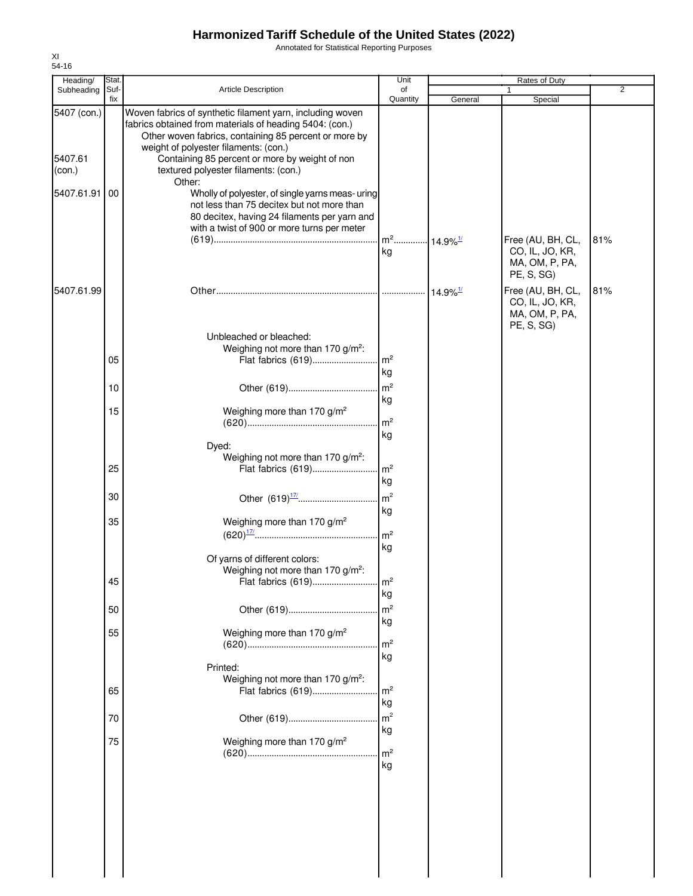# Harmonized Tariff Schedule of the United States (2022)

Annotated for Statistical Reporting Purposes

XI
54-16

| Heading/ Subheading | Stat. Suf- fix | Article Description | Unit of Quantity | Rates of Duty 1 General | Special | 2 |
|---|---|---|---|---|---|---|
| 5407 (con.) | | Woven fabrics of synthetic filament yarn, including woven fabrics obtained from materials of heading 5404: (con.) | | | | |
| | | Other woven fabrics, containing 85 percent or more by weight of polyester filaments: (con.) | | | | |
| 5407.61 (con.) | | Containing 85 percent or more by weight of non textured polyester filaments: (con.) | | | | |
| | | Other: | | | | |
| 5407.61.91 | 00 | Wholly of polyester, of single yarns measuring not less than 75 decitex but not more than 80 decitex, having 24 filaments per yarn and with a twist of 900 or more turns per meter (619) | $m^2$ kg | 14.9%[1/] | Free (AU, BH, CL, CO, IL, JO, KR, MA, OM, P, PA, PE, S, SG) | 81% |
| 5407.61.99 | | Other | | 14.9%[1/] | Free (AU, BH, CL, CO, IL, JO, KR, MA, OM, P, PA, PE, S, SG) | 81% |
| | | Unbleached or bleached: | | | | |
| | | Weighing not more than 170 $g/m^2$: | | | | |
| | 05 | Flat fabrics (619) | $m^2$ kg | | | |
| | 10 | Other (619) | $m^2$ kg | | | |
| | 15 | Weighing more than 170 $g/m^2$ (620) | $m^2$ kg | | | |
| | | Dyed: | | | | |
| | | Weighing not more than 170 $g/m^2$: | | | | |
| | 25 | Flat fabrics (619) | $m^2$ kg | | | |
| | 30 | Other (619)[17/] | $m^2$ kg | | | |
| | 35 | Weighing more than 170 $g/m^2$ (620)[17/] | $m^2$ kg | | | |
| | | Of yarns of different colors: | | | | |
| | | Weighing not more than 170 $g/m^2$: | | | | |
| | 45 | Flat fabrics (619) | $m^2$ kg | | | |
| | 50 | Other (619) | $m^2$ kg | | | |
| | 55 | Weighing more than 170 $g/m^2$ (620) | $m^2$ kg | | | |
| | | Printed: | | | | |
| | | Weighing not more than 170 $g/m^2$: | | | | |
| | 65 | Flat fabrics (619) | $m^2$ kg | | | |
| | 70 | Other (619) | $m^2$ kg | | | |
| | 75 | Weighing more than 170 $g/m^2$ (620) | $m^2$ kg | | | |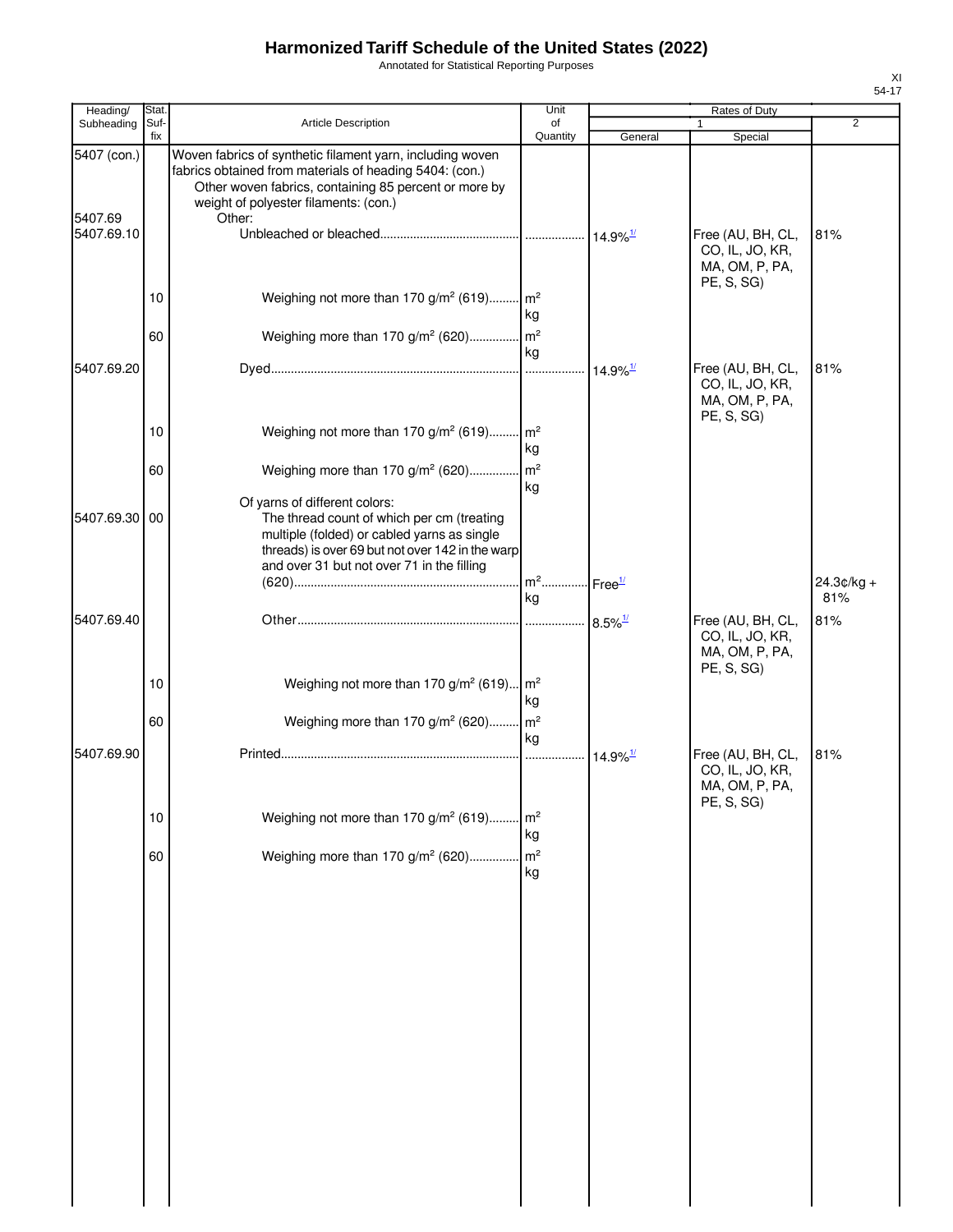# Harmonized Tariff Schedule of the United States (2022)

Annotated for Statistical Reporting Purposes

XI
54-17

| Heading/ Subheading | Stat. Suf- fix | Article Description | Unit of Quantity | Rates of Duty 1 General | Rates of Duty 1 Special | Rates of Duty 2 |
|---|---|---|---|---|---|---|
| 5407 (con.) | | Woven fabrics of synthetic filament yarn, including woven fabrics obtained from materials of heading 5404: (con.) | | | | |
| | | Other woven fabrics, containing 85 percent or more by weight of polyester filaments: (con.) | | | | |
| 5407.69 | | Other: | | | | |
| 5407.69.10 | | Unbleached or bleached | | 14.9%[1/] | Free (AU, BH, CL, CO, IL, JO, KR, MA, OM, P, PA, PE, S, SG) | 81% |
| | 10 | Weighing not more than 170 g/m² (619) | m² kg | | | |
| | 60 | Weighing more than 170 g/m² (620) | m² kg | | | |
| 5407.69.20 | | Dyed | | 14.9%[1/] | Free (AU, BH, CL, CO, IL, JO, KR, MA, OM, P, PA, PE, S, SG) | 81% |
| | 10 | Weighing not more than 170 g/m² (619) | m² kg | | | |
| | 60 | Weighing more than 170 g/m² (620) | m² kg | | | |
| | | Of yarns of different colors: | | | | |
| 5407.69.30 | 00 | The thread count of which per cm (treating multiple (folded) or cabled yarns as single threads) is over 69 but not over 142 in the warp and over 31 but not over 71 in the filling (620) | m² kg | Free[1/] | | 24.3¢/kg + 81% |
| 5407.69.40 | | Other | | 8.5%[1/] | Free (AU, BH, CL, CO, IL, JO, KR, MA, OM, P, PA, PE, S, SG) | 81% |
| | 10 | Weighing not more than 170 g/m² (619) | m² kg | | | |
| | 60 | Weighing more than 170 g/m² (620) | m² kg | | | |
| 5407.69.90 | | Printed | | 14.9%[1/] | Free (AU, BH, CL, CO, IL, JO, KR, MA, OM, P, PA, PE, S, SG) | 81% |
| | 10 | Weighing not more than 170 g/m² (619) | m² kg | | | |
| | 60 | Weighing more than 170 g/m² (620) | m² kg | | | |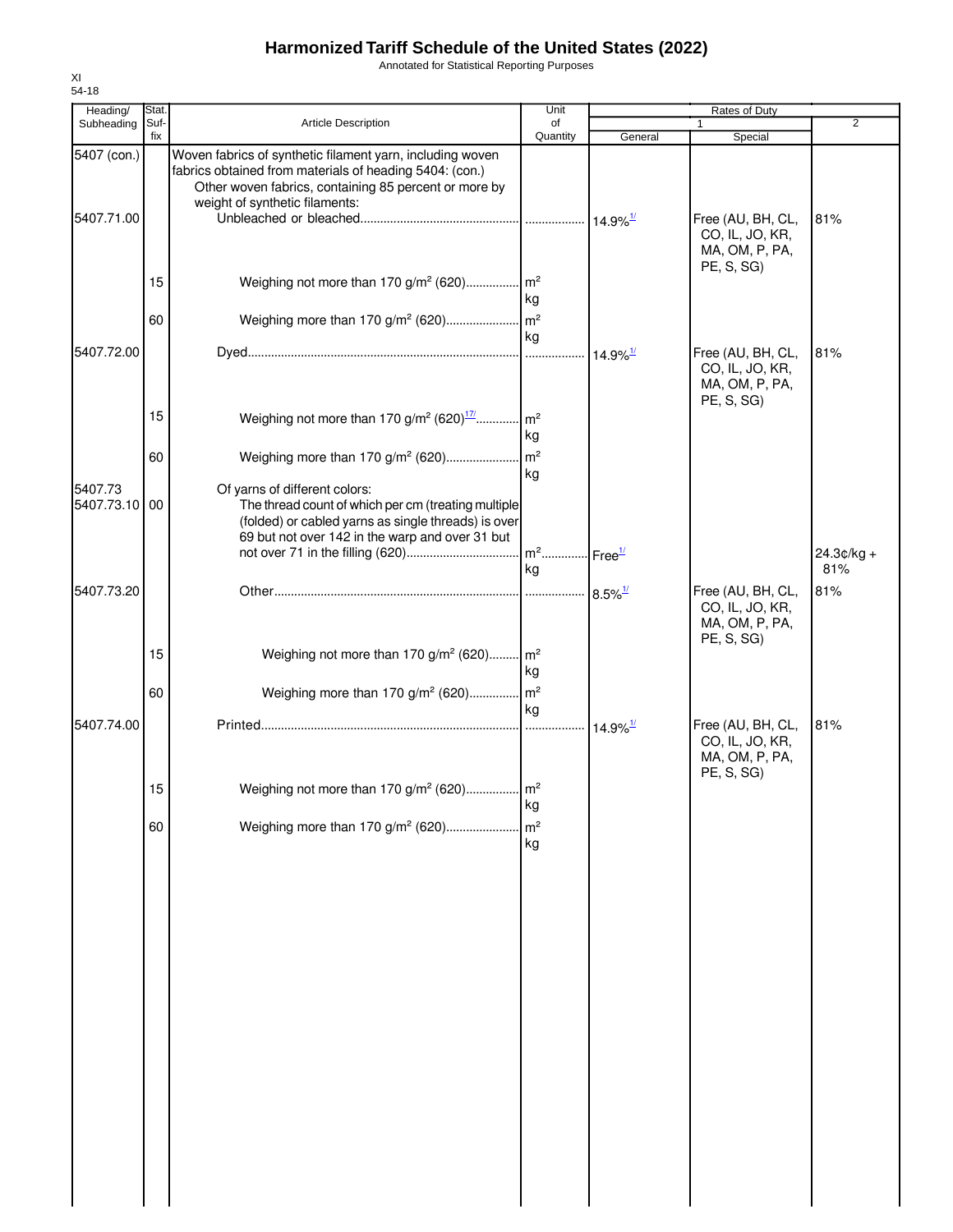# Harmonized Tariff Schedule of the United States (2022)

Annotated for Statistical Reporting Purposes

XI
54-18

| Heading/ Subheading | Stat. Suf- fix | Article Description | Unit of Quantity | Rates of Duty 1 General | Rates of Duty 1 Special | Rates of Duty 2 |
|---|---|---|---|---|---|---|
| 5407 (con.) | | Woven fabrics of synthetic filament yarn, including woven fabrics obtained from materials of heading 5404: (con.) | | | | |
| | | Other woven fabrics, containing 85 percent or more by weight of synthetic filaments: | | | | |
| 5407.71.00 | | Unbleached or bleached | | 14.9%[1/] | Free (AU, BH, CL, CO, IL, JO, KR, MA, OM, P, PA, PE, S, SG) | 81% |
| | 15 | Weighing not more than 170 g/m² (620) | m² kg | | | |
| | 60 | Weighing more than 170 g/m² (620) | m² kg | | | |
| 5407.72.00 | | Dyed | | 14.9%[1/] | Free (AU, BH, CL, CO, IL, JO, KR, MA, OM, P, PA, PE, S, SG) | 81% |
| | 15 | Weighing not more than 170 g/m² (620)[17/] | m² kg | | | |
| | 60 | Weighing more than 170 g/m² (620) | m² kg | | | |
| 5407.73 | | Of yarns of different colors: | | | | |
| 5407.73.10 | 00 | The thread count of which per cm (treating multiple (folded) or cabled yarns as single threads) is over 69 but not over 142 in the warp and over 31 but not over 71 in the filling (620) | m² kg | Free[1/] | | 24.3¢/kg + 81% |
| 5407.73.20 | | Other | | 8.5%[1/] | Free (AU, BH, CL, CO, IL, JO, KR, MA, OM, P, PA, PE, S, SG) | 81% |
| | 15 | Weighing not more than 170 g/m² (620) | m² kg | | | |
| | 60 | Weighing more than 170 g/m² (620) | m² kg | | | |
| 5407.74.00 | | Printed | | 14.9%[1/] | Free (AU, BH, CL, CO, IL, JO, KR, MA, OM, P, PA, PE, S, SG) | 81% |
| | 15 | Weighing not more than 170 g/m² (620) | m² kg | | | |
| | 60 | Weighing more than 170 g/m² (620) | m² kg | | | |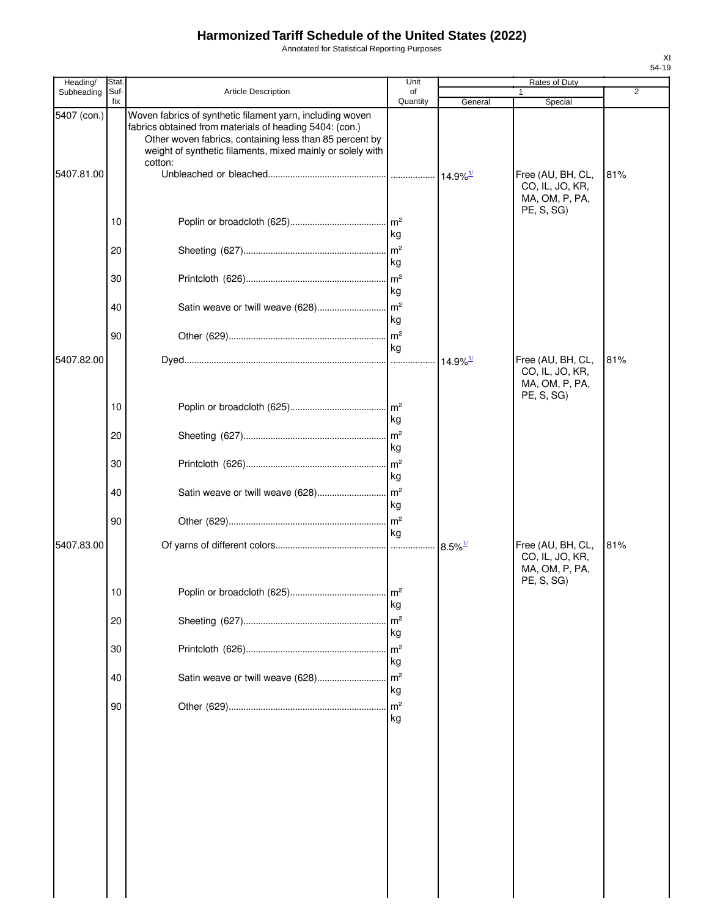# Harmonized Tariff Schedule of the United States (2022)

Annotated for Statistical Reporting Purposes

| Heading/ Subheading | Stat. Suf- fix | Article Description | Unit of Quantity | Rates of Duty 1 General | Rates of Duty 1 Special | Rates of Duty 2 |
|---|---|---|---|---|---|---|
| 5407 (con.) | | Woven fabrics of synthetic filament yarn, including woven fabrics obtained from materials of heading 5404: (con.) | | | | |
| | | Other woven fabrics, containing less than 85 percent by weight of synthetic filaments, mixed mainly or solely with cotton: | | | | |
| 5407.81.00 | | Unbleached or bleached | | 14.9%[1/] | Free (AU, BH, CL, CO, IL, JO, KR, MA, OM, P, PA, PE, S, SG) | 81% |
| | 10 | Poplin or broadcloth (625) | m² kg | | | |
| | 20 | Sheeting (627) | m² kg | | | |
| | 30 | Printcloth (626) | m² kg | | | |
| | 40 | Satin weave or twill weave (628) | m² kg | | | |
| | 90 | Other (629) | m² kg | | | |
| 5407.82.00 | | Dyed | | 14.9%[1/] | Free (AU, BH, CL, CO, IL, JO, KR, MA, OM, P, PA, PE, S, SG) | 81% |
| | 10 | Poplin or broadcloth (625) | m² kg | | | |
| | 20 | Sheeting (627) | m² kg | | | |
| | 30 | Printcloth (626) | m² kg | | | |
| | 40 | Satin weave or twill weave (628) | m² kg | | | |
| | 90 | Other (629) | m² kg | | | |
| 5407.83.00 | | Of yarns of different colors | | 8.5%[1/] | Free (AU, BH, CL, CO, IL, JO, KR, MA, OM, P, PA, PE, S, SG) | 81% |
| | 10 | Poplin or broadcloth (625) | m² kg | | | |
| | 20 | Sheeting (627) | m² kg | | | |
| | 30 | Printcloth (626) | m² kg | | | |
| | 40 | Satin weave or twill weave (628) | m² kg | | | |
| | 90 | Other (629) | m² kg | | | |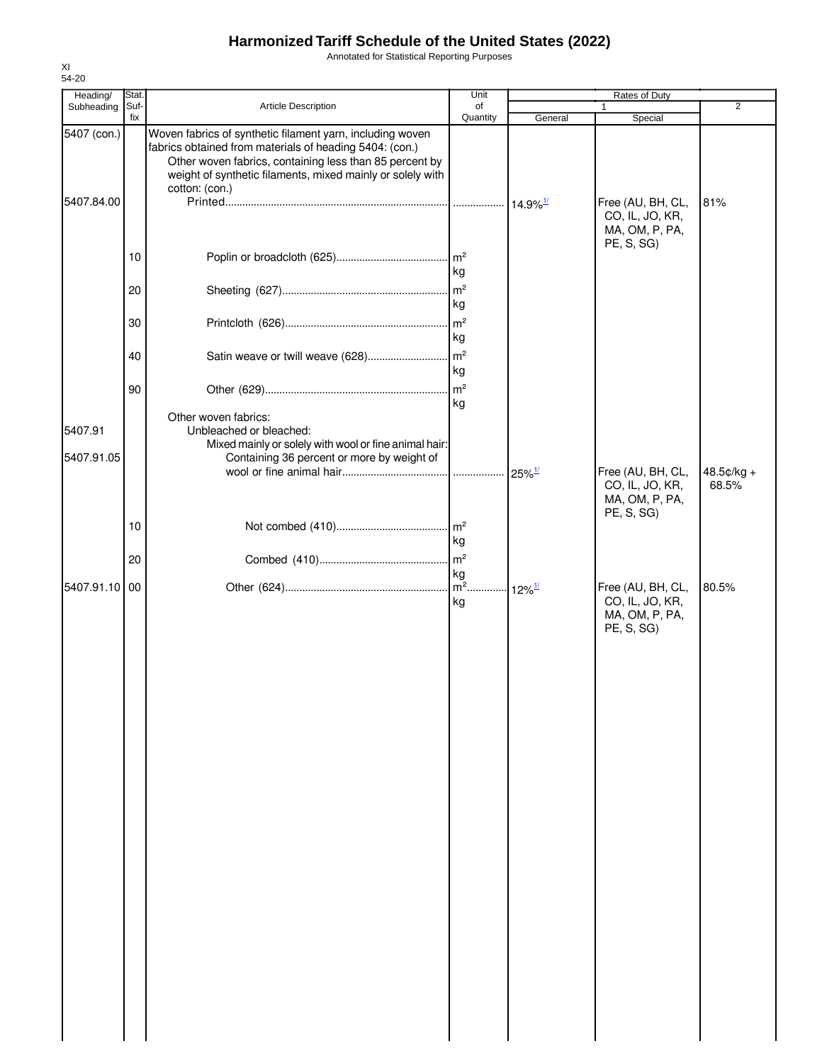# Harmonized Tariff Schedule of the United States (2022)

Annotated for Statistical Reporting Purposes

XI
54-20

| Heading/ Subheading | Stat. Suf- fix | Article Description | Unit of Quantity | Rates of Duty 1 General | Rates of Duty 1 Special | Rates of Duty 2 |
|---|---|---|---|---|---|---|
| 5407 (con.) | | Woven fabrics of synthetic filament yarn, including woven fabrics obtained from materials of heading 5404: (con.) | | | | |
| | | Other woven fabrics, containing less than 85 percent by weight of synthetic filaments, mixed mainly or solely with cotton: (con.) | | | | |
| 5407.84.00 | | Printed | | 14.9%[1/] | Free (AU, BH, CL, CO, IL, JO, KR, MA, OM, P, PA, PE, S, SG) | 81% |
| | 10 | Poplin or broadcloth (625) | $m^2$ kg | | | |
| | 20 | Sheeting (627) | $m^2$ kg | | | |
| | 30 | Printcloth (626) | $m^2$ kg | | | |
| | 40 | Satin weave or twill weave (628) | $m^2$ kg | | | |
| | 90 | Other (629) | $m^2$ kg | | | |
| | | Other woven fabrics: | | | | |
| 5407.91 | | Unbleached or bleached: | | | | |
| | | Mixed mainly or solely with wool or fine animal hair: | | | | |
| 5407.91.05 | | Containing 36 percent or more by weight of wool or fine animal hair | | 25%[1/] | Free (AU, BH, CL, CO, IL, JO, KR, MA, OM, P, PA, PE, S, SG) | 48.5¢/kg + 68.5% |
| | 10 | Not combed (410) | $m^2$ kg | | | |
| | 20 | Combed (410) | $m^2$ kg | | | |
| 5407.91.10 | 00 | Other (624) | $m^2$ kg | 12%[1/] | Free (AU, BH, CL, CO, IL, JO, KR, MA, OM, P, PA, PE, S, SG) | 80.5% |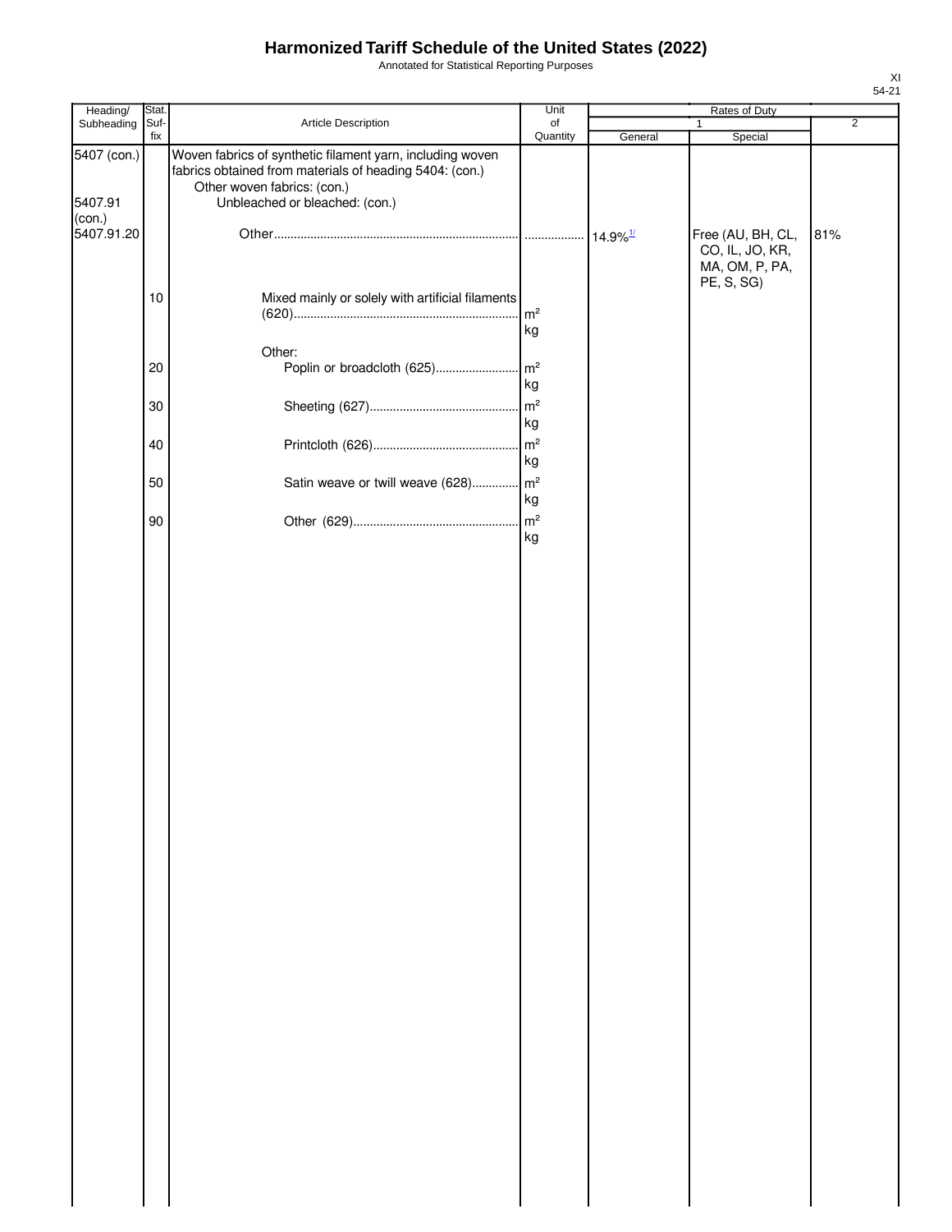# Harmonized Tariff Schedule of the United States (2022)

Annotated for Statistical Reporting Purposes

| Heading/ Subheading | Stat. Suf- fix | Article Description | Unit of Quantity | Rates of Duty 1 General | Rates of Duty 1 Special | Rates of Duty 2 |
|---|---|---|---|---|---|---|
| 5407 (con.) | | Woven fabrics of synthetic filament yarn, including woven fabrics obtained from materials of heading 5404: (con.) | | | | |
| | | Other woven fabrics: (con.) | | | | |
| 5407.91 (con.) | | Unbleached or bleached: (con.) | | | | |
| 5407.91.20 | | Other | | 14.9%[1/] | Free (AU, BH, CL, CO, IL, JO, KR, MA, OM, P, PA, PE, S, SG) | 81% |
| | 10 | Mixed mainly or solely with artificial filaments (620) | m² kg | | | |
| | | Other: | | | | |
| | 20 | Poplin or broadcloth (625) | m² kg | | | |
| | 30 | Sheeting (627) | m² kg | | | |
| | 40 | Printcloth (626) | m² kg | | | |
| | 50 | Satin weave or twill weave (628) | m² kg | | | |
| | 90 | Other (629) | m² kg | | | |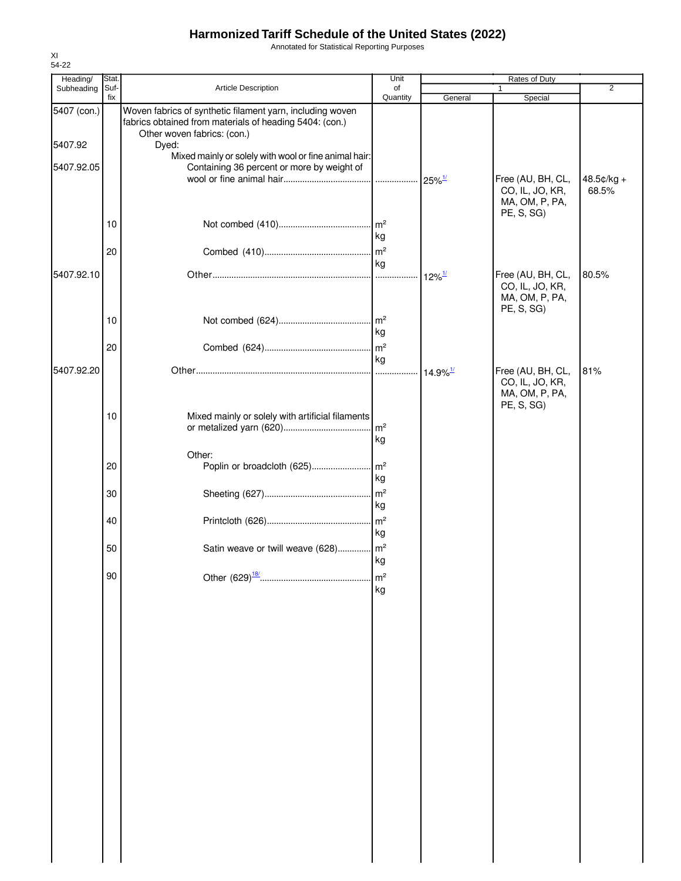# Harmonized Tariff Schedule of the United States (2022)

Annotated for Statistical Reporting Purposes

XI
54-22

| Heading/ Subheading | Stat. Suf- fix | Article Description | Unit of Quantity | Rates of Duty 1 General | Special | 2 |
|---|---|---|---|---|---|---|
| 5407 (con.) | | Woven fabrics of synthetic filament yarn, including woven fabrics obtained from materials of heading 5404: (con.) | | | | |
| | | Other woven fabrics: (con.) | | | | |
| 5407.92 | | Dyed: | | | | |
| | | Mixed mainly or solely with wool or fine animal hair: | | | | |
| 5407.92.05 | | Containing 36 percent or more by weight of wool or fine animal hair | | 25%[1/] | Free (AU, BH, CL, CO, IL, JO, KR, MA, OM, P, PA, PE, S, SG) | 48.5¢/kg + 68.5% |
| | 10 | Not combed (410) | m² kg | | | |
| | 20 | Combed (410) | m² kg | | | |
| 5407.92.10 | | Other | | 12%[1/] | Free (AU, BH, CL, CO, IL, JO, KR, MA, OM, P, PA, PE, S, SG) | 80.5% |
| | 10 | Not combed (624) | m² kg | | | |
| | 20 | Combed (624) | m² kg | | | |
| 5407.92.20 | | Other | | 14.9%[1/] | Free (AU, BH, CL, CO, IL, JO, KR, MA, OM, P, PA, PE, S, SG) | 81% |
| | 10 | Mixed mainly or solely with artificial filaments or metalized yarn (620) | m² kg | | | |
| | | Other: | | | | |
| | 20 | Poplin or broadcloth (625) | m² kg | | | |
| | 30 | Sheeting (627) | m² kg | | | |
| | 40 | Printcloth (626) | m² kg | | | |
| | 50 | Satin weave or twill weave (628) | m² kg | | | |
| | 90 | Other (629)[18/] | m² kg | | | |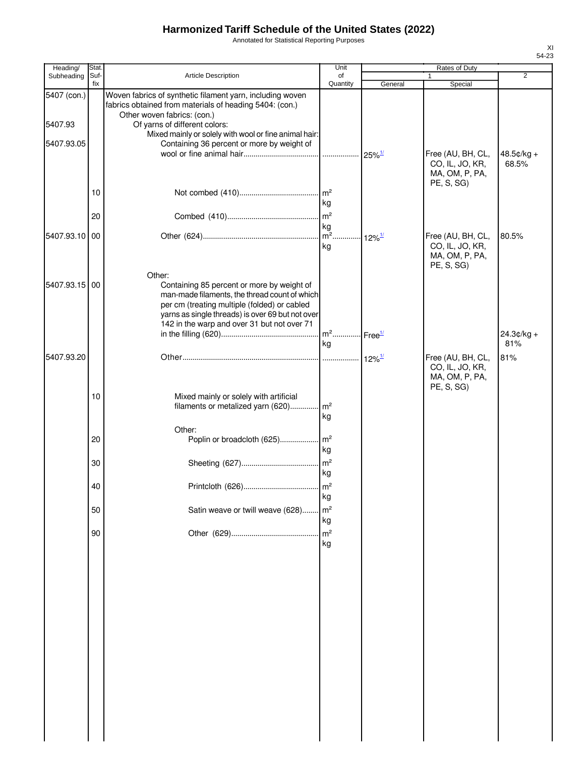# Harmonized Tariff Schedule of the United States (2022)

Annotated for Statistical Reporting Purposes

XI
54-23

| Heading/ Subheading | Stat. Suf- fix | Article Description | Unit of Quantity | Rates of Duty 1 General | Rates of Duty 1 Special | Rates of Duty 2 |
|---|---|---|---|---|---|---|
| 5407 (con.) | | Woven fabrics of synthetic filament yarn, including woven fabrics obtained from materials of heading 5404: (con.) | | | | |
| | | Other woven fabrics: (con.) | | | | |
| 5407.93 | | Of yarns of different colors: | | | | |
| | | Mixed mainly or solely with wool or fine animal hair: | | | | |
| 5407.93.05 | | Containing 36 percent or more by weight of wool or fine animal hair | | 25%[1/] | Free (AU, BH, CL, CO, IL, JO, KR, MA, OM, P, PA, PE, S, SG) | 48.5¢/kg + 68.5% |
| | 10 | Not combed (410) | m²<br>kg | | | |
| | 20 | Combed (410) | m²<br>kg | | | |
| 5407.93.10 | 00 | Other (624) | m²<br>kg | 12%[1/] | Free (AU, BH, CL, CO, IL, JO, KR, MA, OM, P, PA, PE, S, SG) | 80.5% |
| | | Other: | | | | |
| 5407.93.15 | 00 | Containing 85 percent or more by weight of man-made filaments, the thread count of which per cm (treating multiple (folded) or cabled yarns as single threads) is over 69 but not over 142 in the warp and over 31 but not over 71 in the filling (620) | m²<br>kg | Free[1/] | | 24.3¢/kg + 81% |
| 5407.93.20 | | Other | | 12%[1/] | Free (AU, BH, CL, CO, IL, JO, KR, MA, OM, P, PA, PE, S, SG) | 81% |
| | 10 | Mixed mainly or solely with artificial filaments or metalized yarn (620) | m²<br>kg | | | |
| | | Other: | | | | |
| | 20 | Poplin or broadcloth (625) | m²<br>kg | | | |
| | 30 | Sheeting (627) | m²<br>kg | | | |
| | 40 | Printcloth (626) | m²<br>kg | | | |
| | 50 | Satin weave or twill weave (628) | m²<br>kg | | | |
| | 90 | Other (629) | m²<br>kg | | | |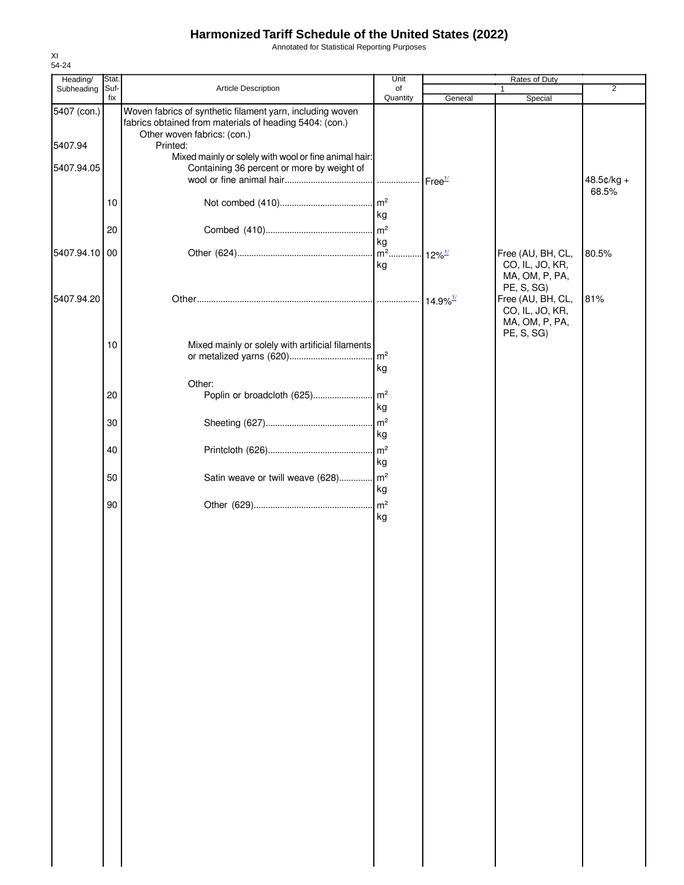# Harmonized Tariff Schedule of the United States (2022)

Annotated for Statistical Reporting Purposes

XI
54-24

| Heading/ Subheading | Stat. Suf- fix | Article Description | Unit of Quantity | Rates of Duty 1 General | Special | 2 |
|---|---|---|---|---|---|---|
| 5407 (con.) | | Woven fabrics of synthetic filament yarn, including woven fabrics obtained from materials of heading 5404: (con.) | | | | |
| | | Other woven fabrics: (con.) | | | | |
| 5407.94 | | Printed: | | | | |
| | | Mixed mainly or solely with wool or fine animal hair: | | | | |
| 5407.94.05 | | Containing 36 percent or more by weight of wool or fine animal hair | | Free[1/] | | 48.5¢/kg + 68.5% |
| | 10 | Not combed (410) | $m^2$ kg | | | |
| | 20 | Combed (410) | $m^2$ kg | | | |
| 5407.94.10 | 00 | Other (624) | $m^2$ kg | 12%[1/] | Free (AU, BH, CL, CO, IL, JO, KR, MA, OM, P, PA, PE, S, SG) | 80.5% |
| 5407.94.20 | | Other | | 14.9%[1/] | Free (AU, BH, CL, CO, IL, JO, KR, MA, OM, P, PA, PE, S, SG) | 81% |
| | 10 | Mixed mainly or solely with artificial filaments or metalized yarns (620) | $m^2$ kg | | | |
| | | Other: | | | | |
| | 20 | Poplin or broadcloth (625) | $m^2$ kg | | | |
| | 30 | Sheeting (627) | $m^2$ kg | | | |
| | 40 | Printcloth (626) | $m^2$ kg | | | |
| | 50 | Satin weave or twill weave (628) | $m^2$ kg | | | |
| | 90 | Other (629) | $m^2$ kg | | | |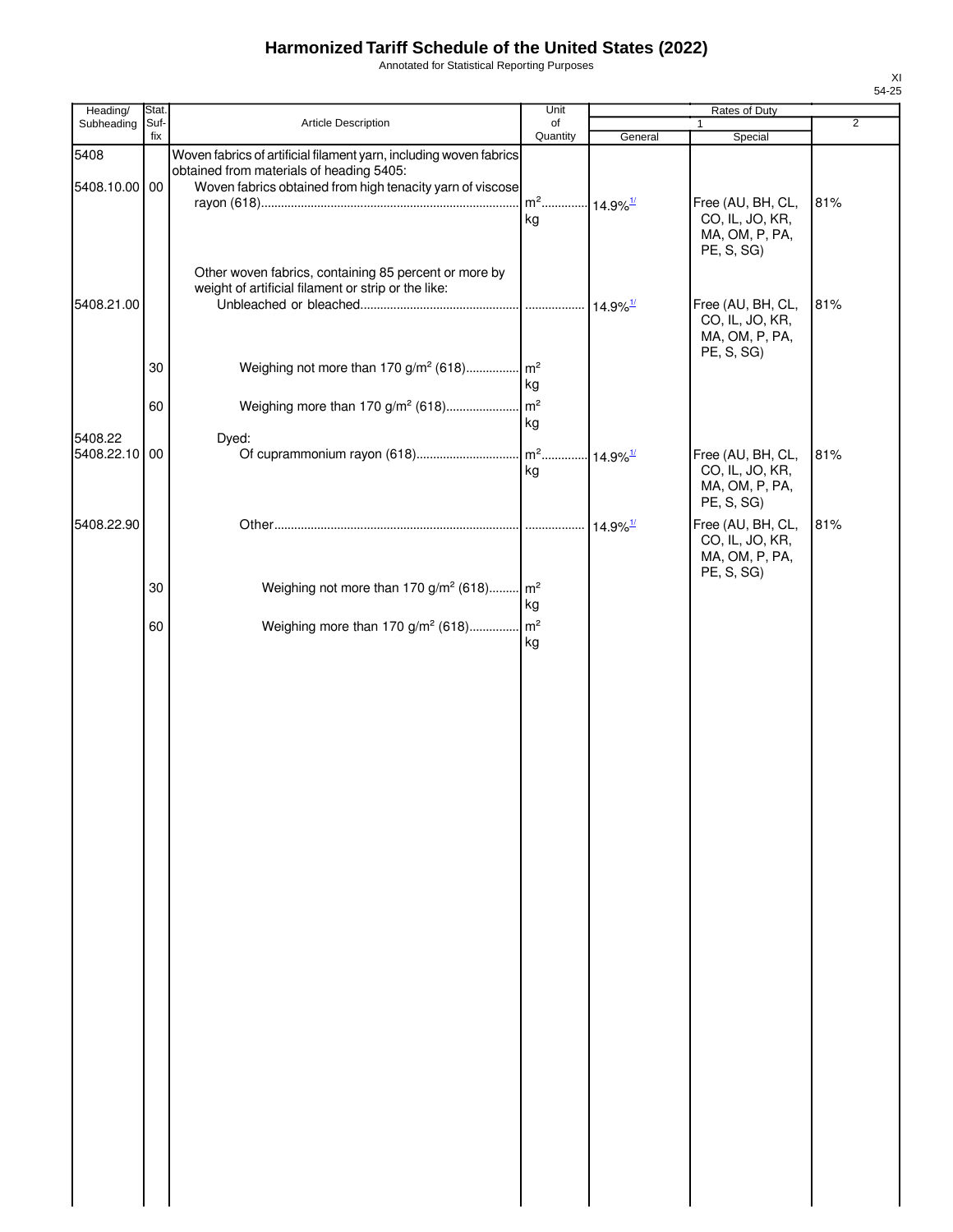# Harmonized Tariff Schedule of the United States (2022)

Annotated for Statistical Reporting Purposes

XI
54-25

| Heading/ Subheading | Stat. Suf- fix | Article Description | Unit of Quantity | Rates of Duty 1 General | Rates of Duty 1 Special | Rates of Duty 2 |
|---|---|---|---|---|---|---|
| 5408 | | Woven fabrics of artificial filament yarn, including woven fabrics obtained from materials of heading 5405: | | | | |
| 5408.10.00 | 00 | Woven fabrics obtained from high tenacity yarn of viscose rayon (618) | $m^2$ kg | 14.9%[1/] | Free (AU, BH, CL, CO, IL, JO, KR, MA, OM, P, PA, PE, S, SG) | 81% |
| | | Other woven fabrics, containing 85 percent or more by weight of artificial filament or strip or the like: | | | | |
| 5408.21.00 | | Unbleached or bleached | | 14.9%[1/] | Free (AU, BH, CL, CO, IL, JO, KR, MA, OM, P, PA, PE, S, SG) | 81% |
| | 30 | Weighing not more than 170 $g/m^2$ (618) | $m^2$ kg | | | |
| | 60 | Weighing more than 170 $g/m^2$ (618) | $m^2$ kg | | | |
| 5408.22 | | Dyed: | | | | |
| 5408.22.10 | 00 | Of cuprammonium rayon (618) | $m^2$ kg | 14.9%[1/] | Free (AU, BH, CL, CO, IL, JO, KR, MA, OM, P, PA, PE, S, SG) | 81% |
| 5408.22.90 | | Other | | 14.9%[1/] | Free (AU, BH, CL, CO, IL, JO, KR, MA, OM, P, PA, PE, S, SG) | 81% |
| | 30 | Weighing not more than 170 $g/m^2$ (618) | $m^2$ kg | | | |
| | 60 | Weighing more than 170 $g/m^2$ (618) | $m^2$ kg | | | |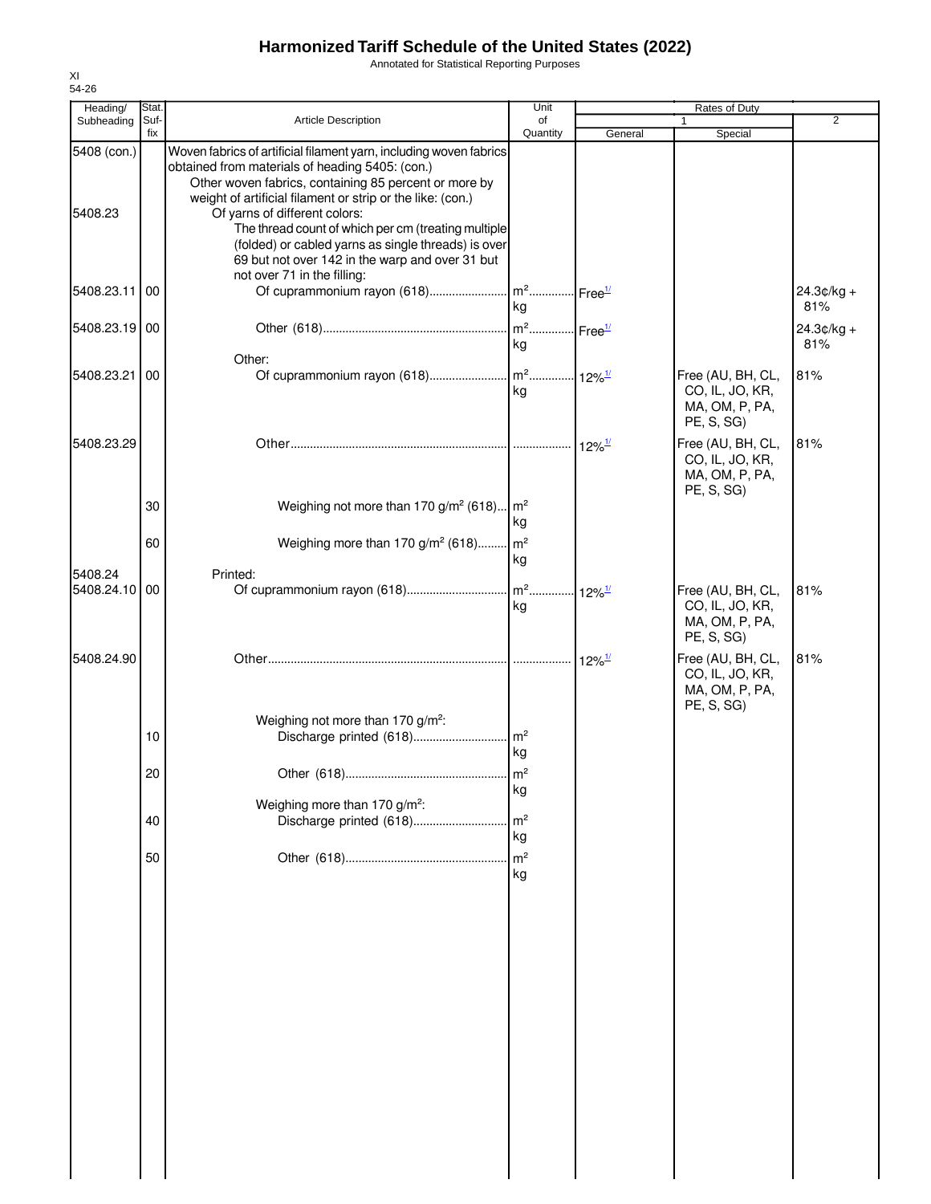# Harmonized Tariff Schedule of the United States (2022)

Annotated for Statistical Reporting Purposes

XI
54-26

| Heading/ Subheading | Stat. Suf- fix | Article Description | Unit of Quantity | Rates of Duty 1 General | Special | 2 |
|---|---|---|---|---|---|---|
| 5408 (con.) | | Woven fabrics of artificial filament yarn, including woven fabrics obtained from materials of heading 5405: (con.) | | | | |
| | | Other woven fabrics, containing 85 percent or more by weight of artificial filament or strip or the like: (con.) | | | | |
| 5408.23 | | Of yarns of different colors: | | | | |
| | | The thread count of which per cm (treating multiple (folded) or cabled yarns as single threads) is over 69 but not over 142 in the warp and over 31 but not over 71 in the filling: | | | | |
| 5408.23.11 | 00 | Of cuprammonium rayon (618) | m² kg | Free[1/] | | 24.3¢/kg + 81% |
| 5408.23.19 | 00 | Other (618) | m² kg | Free[1/] | | 24.3¢/kg + 81% |
| | | Other: | | | | |
| 5408.23.21 | 00 | Of cuprammonium rayon (618) | m² kg | 12%[1/] | Free (AU, BH, CL, CO, IL, JO, KR, MA, OM, P, PA, PE, S, SG) | 81% |
| 5408.23.29 | | Other | | 12%[1/] | Free (AU, BH, CL, CO, IL, JO, KR, MA, OM, P, PA, PE, S, SG) | 81% |
| | 30 | Weighing not more than 170 g/m² (618) | m² kg | | | |
| | 60 | Weighing more than 170 g/m² (618) | m² kg | | | |
| 5408.24 | | Printed: | | | | |
| 5408.24.10 | 00 | Of cuprammonium rayon (618) | m² kg | 12%[1/] | Free (AU, BH, CL, CO, IL, JO, KR, MA, OM, P, PA, PE, S, SG) | 81% |
| 5408.24.90 | | Other | | 12%[1/] | Free (AU, BH, CL, CO, IL, JO, KR, MA, OM, P, PA, PE, S, SG) | 81% |
| | | Weighing not more than 170 g/m²: | | | | |
| | 10 | Discharge printed (618) | m² kg | | | |
| | 20 | Other (618) | m² kg | | | |
| | | Weighing more than 170 g/m²: | | | | |
| | 40 | Discharge printed (618) | m² kg | | | |
| | 50 | Other (618) | m² kg | | | |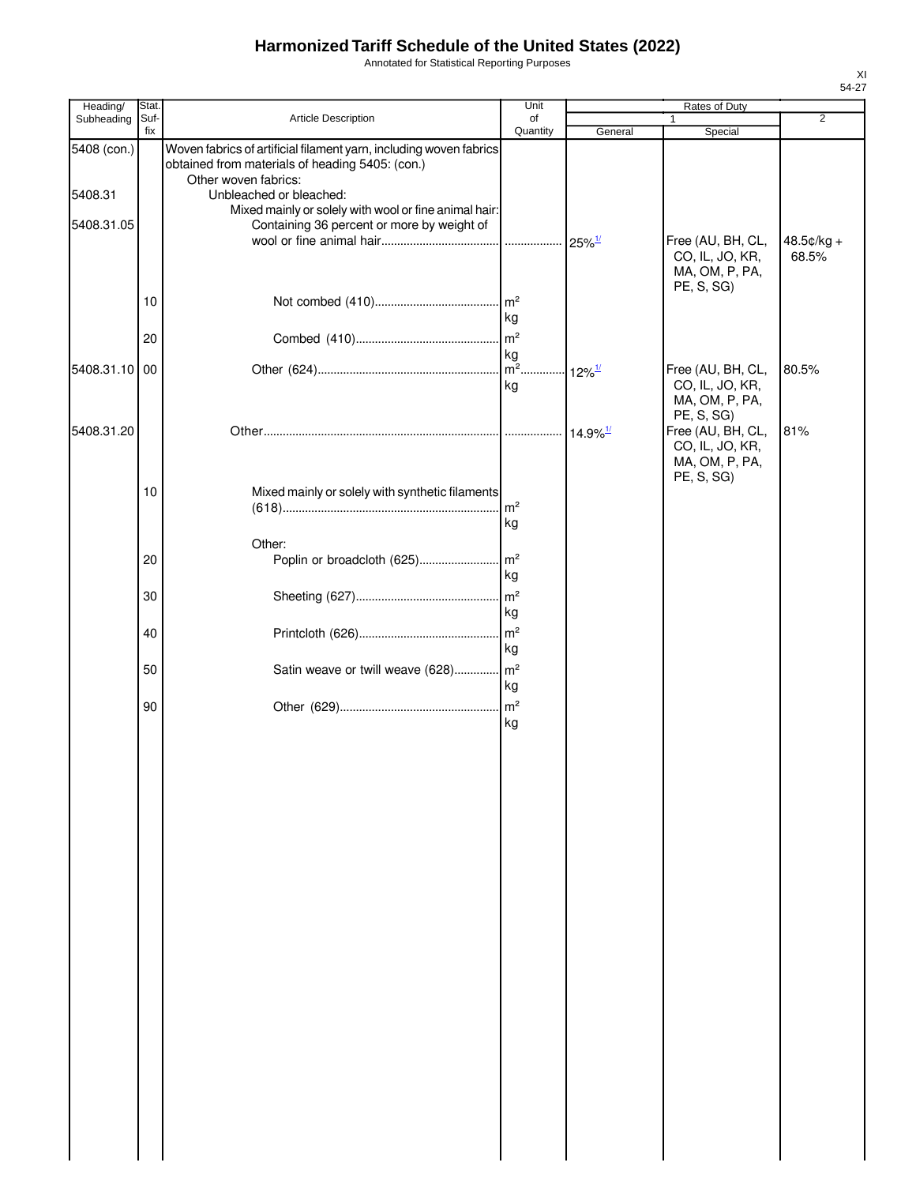# Harmonized Tariff Schedule of the United States (2022)

Annotated for Statistical Reporting Purposes

XI
54-27

| Heading/ Subheading | Stat. Suf- fix | Article Description | Unit of Quantity | Rates of Duty 1 General | Special | 2 |
|---|---|---|---|---|---|---|
| 5408 (con.) | | Woven fabrics of artificial filament yarn, including woven fabrics obtained from materials of heading 5405: (con.) | | | | |
| | | Other woven fabrics: | | | | |
| 5408.31 | | Unbleached or bleached: | | | | |
| | | Mixed mainly or solely with wool or fine animal hair: | | | | |
| 5408.31.05 | | Containing 36 percent or more by weight of wool or fine animal hair | | 25%[1/] | Free (AU, BH, CL, CO, IL, JO, KR, MA, OM, P, PA, PE, S, SG) | 48.5¢/kg + 68.5% |
| | 10 | Not combed (410) | m² kg | | | |
| | 20 | Combed (410) | m² kg | | | |
| 5408.31.10 | 00 | Other (624) | m² kg | 12%[1/] | Free (AU, BH, CL, CO, IL, JO, KR, MA, OM, P, PA, PE, S, SG) | 80.5% |
| 5408.31.20 | | Other | | 14.9%[1/] | Free (AU, BH, CL, CO, IL, JO, KR, MA, OM, P, PA, PE, S, SG) | 81% |
| | 10 | Mixed mainly or solely with synthetic filaments (618) | m² kg | | | |
| | | Other: | | | | |
| | 20 | Poplin or broadcloth (625) | m² kg | | | |
| | 30 | Sheeting (627) | m² kg | | | |
| | 40 | Printcloth (626) | m² kg | | | |
| | 50 | Satin weave or twill weave (628) | m² kg | | | |
| | 90 | Other (629) | m² kg | | | |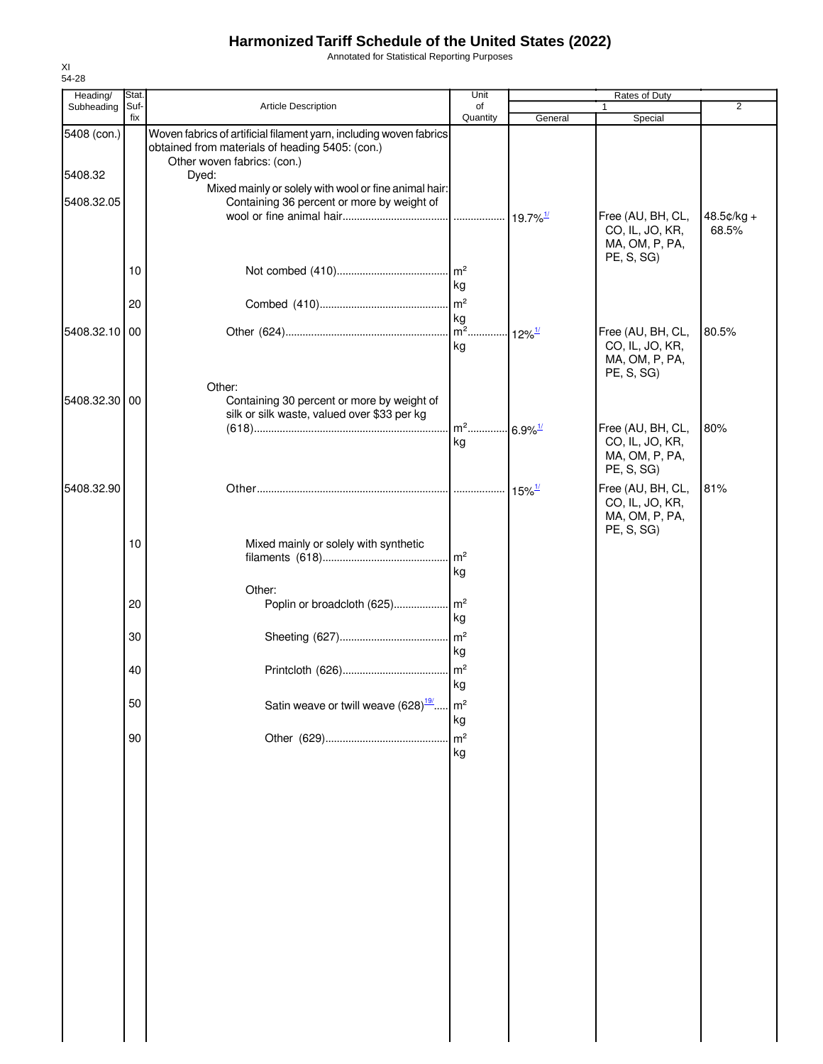# Harmonized Tariff Schedule of the United States (2022)

Annotated for Statistical Reporting Purposes

XI
54-28

| Heading/ Subheading | Stat. Suf- fix | Article Description | Unit of Quantity | Rates of Duty 1 General | Special | 2 |
|---|---|---|---|---|---|---|
| 5408 (con.) | | Woven fabrics of artificial filament yarn, including woven fabrics obtained from materials of heading 5405: (con.) | | | | |
| | | Other woven fabrics: (con.) | | | | |
| 5408.32 | | Dyed: | | | | |
| | | Mixed mainly or solely with wool or fine animal hair: | | | | |
| 5408.32.05 | | Containing 36 percent or more by weight of wool or fine animal hair | | 19.7%[1/] | Free (AU, BH, CL, CO, IL, JO, KR, MA, OM, P, PA, PE, S, SG) | 48.5¢/kg + 68.5% |
| | 10 | Not combed (410) | m² kg | | | |
| | 20 | Combed (410) | m² kg | | | |
| 5408.32.10 | 00 | Other (624) | m² kg | 12%[1/] | Free (AU, BH, CL, CO, IL, JO, KR, MA, OM, P, PA, PE, S, SG) | 80.5% |
| | | Other: | | | | |
| 5408.32.30 | 00 | Containing 30 percent or more by weight of silk or silk waste, valued over $33 per kg (618) | m² kg | 6.9%[1/] | Free (AU, BH, CL, CO, IL, JO, KR, MA, OM, P, PA, PE, S, SG) | 80% |
| 5408.32.90 | | Other | | 15%[1/] | Free (AU, BH, CL, CO, IL, JO, KR, MA, OM, P, PA, PE, S, SG) | 81% |
| | 10 | Mixed mainly or solely with synthetic filaments (618) | m² kg | | | |
| | | Other: | | | | |
| | 20 | Poplin or broadcloth (625) | m² kg | | | |
| | 30 | Sheeting (627) | m² kg | | | |
| | 40 | Printcloth (626) | m² kg | | | |
| | 50 | Satin weave or twill weave (628)[19/] | m² kg | | | |
| | 90 | Other (629) | m² kg | | | |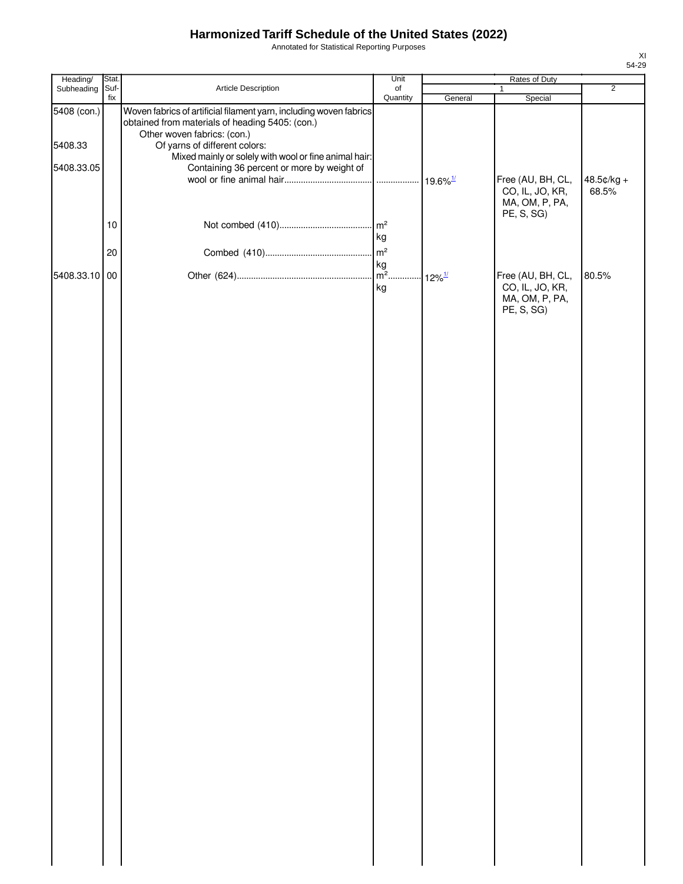# Harmonized Tariff Schedule of the United States (2022)

Annotated for Statistical Reporting Purposes

XI
54-29

| Heading/ Subheading | Stat. Suf- fix | Article Description | Unit of Quantity | Rates of Duty 1 General | Special | 2 |
|---|---|---|---|---|---|---|
| 5408 (con.) | | Woven fabrics of artificial filament yarn, including woven fabrics obtained from materials of heading 5405: (con.) | | | | |
| | | Other woven fabrics: (con.) | | | | |
| 5408.33 | | Of yarns of different colors: | | | | |
| | | Mixed mainly or solely with wool or fine animal hair: | | | | |
| 5408.33.05 | | Containing 36 percent or more by weight of wool or fine animal hair | | 19.6%[1/] | Free (AU, BH, CL, CO, IL, JO, KR, MA, OM, P, PA, PE, S, SG) | 48.5¢/kg + 68.5% |
| | 10 | Not combed (410) | m² kg | | | |
| | 20 | Combed (410) | m² kg | | | |
| 5408.33.10 | 00 | Other (624) | m² kg | 12%[1/] | Free (AU, BH, CL, CO, IL, JO, KR, MA, OM, P, PA, PE, S, SG) | 80.5% |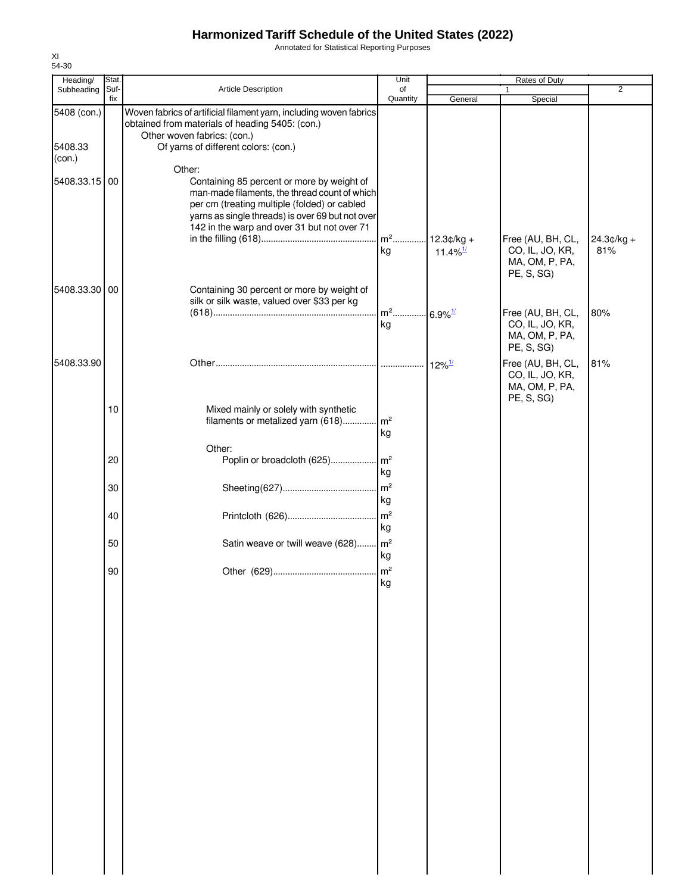# Harmonized Tariff Schedule of the United States (2022)

Annotated for Statistical Reporting Purposes

XI
54-30

| Heading/ Subheading | Stat. Suf- fix | Article Description | Unit of Quantity | Rates of Duty 1 General | Special | 2 |
|---|---|---|---|---|---|---|
| 5408 (con.) | | Woven fabrics of artificial filament yarn, including woven fabrics obtained from materials of heading 5405: (con.) | | | | |
| | | Other woven fabrics: (con.) | | | | |
| 5408.33 (con.) | | Of yarns of different colors: (con.) | | | | |
| | | Other: | | | | |
| 5408.33.15 | 00 | Containing 85 percent or more by weight of man-made filaments, the thread count of which per cm (treating multiple (folded) or cabled yarns as single threads) is over 69 but not over 142 in the warp and over 31 but not over 71 in the filling (618) | m² kg | 12.3¢/kg + 11.4%[1/] | Free (AU, BH, CL, CO, IL, JO, KR, MA, OM, P, PA, PE, S, SG) | 24.3¢/kg + 81% |
| 5408.33.30 | 00 | Containing 30 percent or more by weight of silk or silk waste, valued over $33 per kg (618) | m² kg | 6.9%[1/] | Free (AU, BH, CL, CO, IL, JO, KR, MA, OM, P, PA, PE, S, SG) | 80% |
| 5408.33.90 | | Other | | 12%[1/] | Free (AU, BH, CL, CO, IL, JO, KR, MA, OM, P, PA, PE, S, SG) | 81% |
| | 10 | Mixed mainly or solely with synthetic filaments or metalized yarn (618) | m² kg | | | |
| | | Other: | | | | |
| | 20 | Poplin or broadcloth (625) | m² kg | | | |
| | 30 | Sheeting(627) | m² kg | | | |
| | 40 | Printcloth (626) | m² kg | | | |
| | 50 | Satin weave or twill weave (628) | m² kg | | | |
| | 90 | Other (629) | m² kg | | | |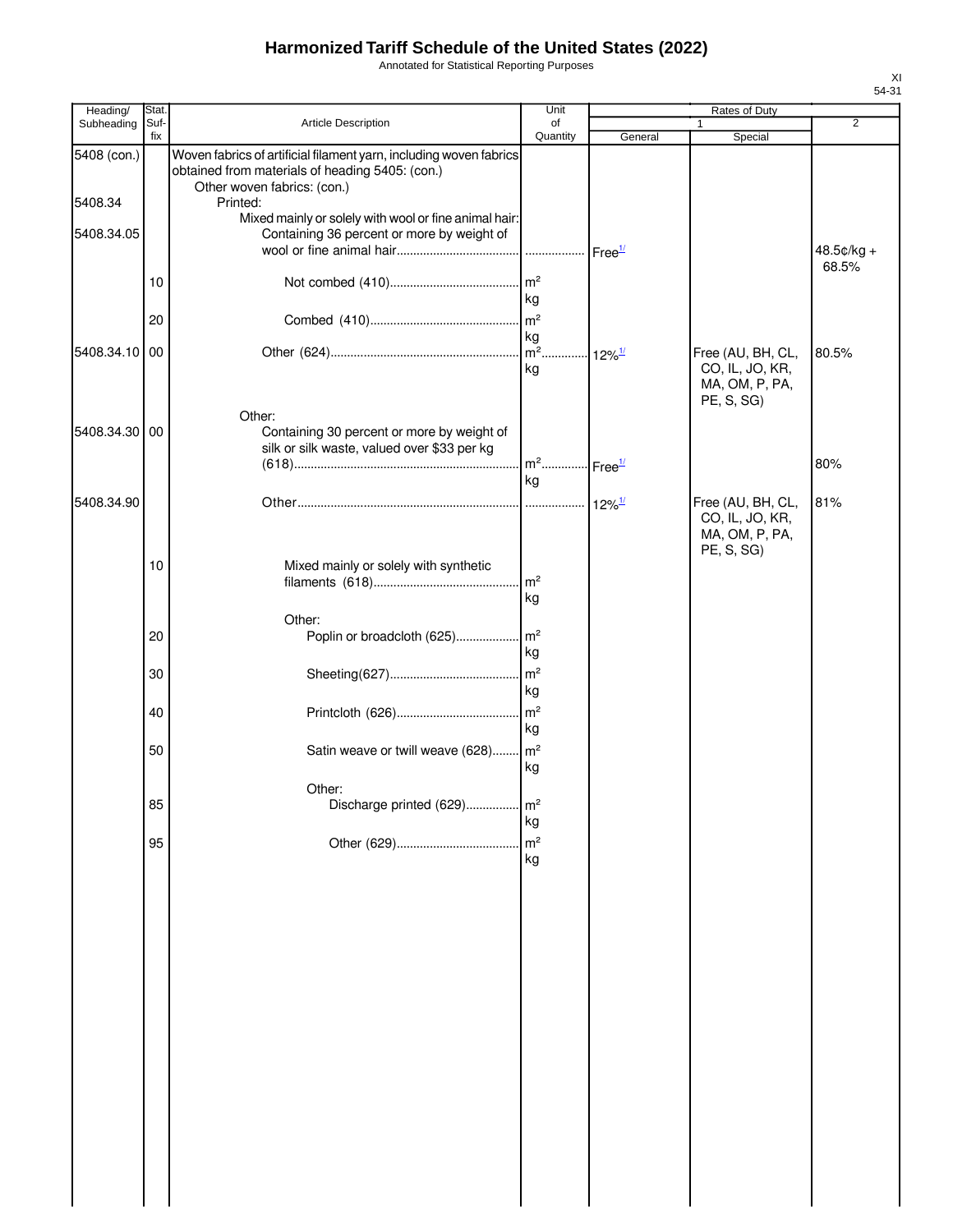# Harmonized Tariff Schedule of the United States (2022)

Annotated for Statistical Reporting Purposes

XI
54-31

| Heading/ Subheading | Stat. Suf-fix | Article Description | Unit of Quantity | Rates of Duty 1 General | 1 Special | 2 |
|---|---|---|---|---|---|---|
| 5408 (con.) | | Woven fabrics of artificial filament yarn, including woven fabrics obtained from materials of heading 5405: (con.) | | | | |
| | | Other woven fabrics: (con.) | | | | |
| 5408.34 | | Printed: | | | | |
| | | Mixed mainly or solely with wool or fine animal hair: | | | | |
| 5408.34.05 | | Containing 36 percent or more by weight of wool or fine animal hair | | Free[1/] | | 48.5¢/kg + 68.5% |
| | 10 | Not combed (410) | m² kg | | | |
| | 20 | Combed (410) | m² kg | | | |
| 5408.34.10 | 00 | Other (624) | m² kg | 12%[1/] | Free (AU, BH, CL, CO, IL, JO, KR, MA, OM, P, PA, PE, S, SG) | 80.5% |
| | | Other: | | | | |
| 5408.34.30 | 00 | Containing 30 percent or more by weight of silk or silk waste, valued over $33 per kg (618) | m² kg | Free[1/] | | 80% |
| 5408.34.90 | | Other | | 12%[1/] | Free (AU, BH, CL, CO, IL, JO, KR, MA, OM, P, PA, PE, S, SG) | 81% |
| | 10 | Mixed mainly or solely with synthetic filaments (618) | m² kg | | | |
| | | Other: | | | | |
| | 20 | Poplin or broadcloth (625) | m² kg | | | |
| | 30 | Sheeting(627) | m² kg | | | |
| | 40 | Printcloth (626) | m² kg | | | |
| | 50 | Satin weave or twill weave (628) | m² kg | | | |
| | | Other: | | | | |
| | 85 | Discharge printed (629) | m² kg | | | |
| | 95 | Other (629) | m² kg | | | |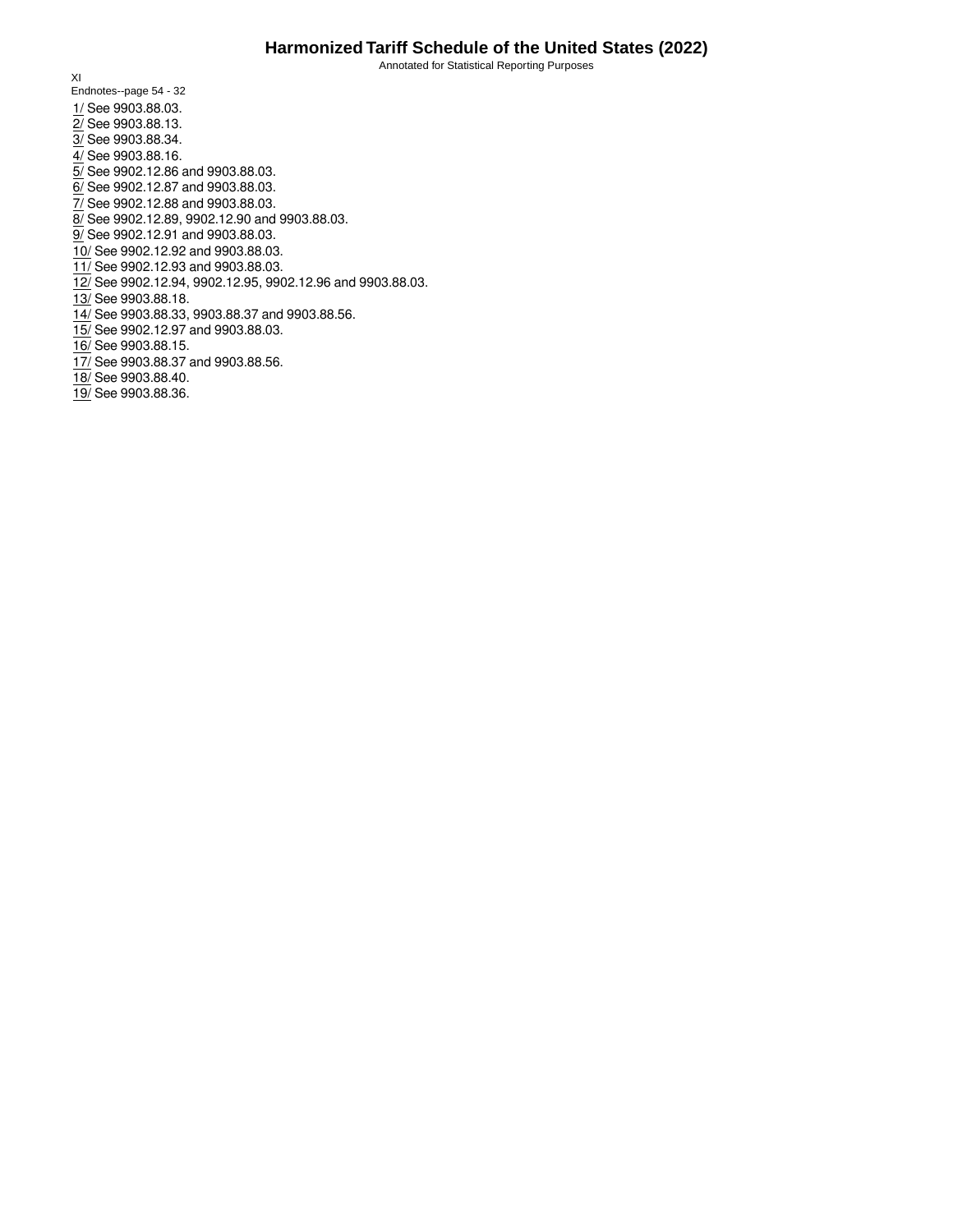XI

Endnotes--page 54 - 32

1/ See 9903.88.03.
2/ See 9903.88.13.
3/ See 9903.88.34.
4/ See 9903.88.16.
5/ See 9902.12.86 and 9903.88.03.
6/ See 9902.12.87 and 9903.88.03.
7/ See 9902.12.88 and 9903.88.03.
8/ See 9902.12.89, 9902.12.90 and 9903.88.03.
9/ See 9902.12.91 and 9903.88.03.
10/ See 9902.12.92 and 9903.88.03.
11/ See 9902.12.93 and 9903.88.03.
12/ See 9902.12.94, 9902.12.95, 9902.12.96 and 9903.88.03.
13/ See 9903.88.18.
14/ See 9903.88.33, 9903.88.37 and 9903.88.56.
15/ See 9902.12.97 and 9903.88.03.
16/ See 9903.88.15.
17/ See 9903.88.37 and 9903.88.56.
18/ See 9903.88.40.
19/ See 9903.88.36.